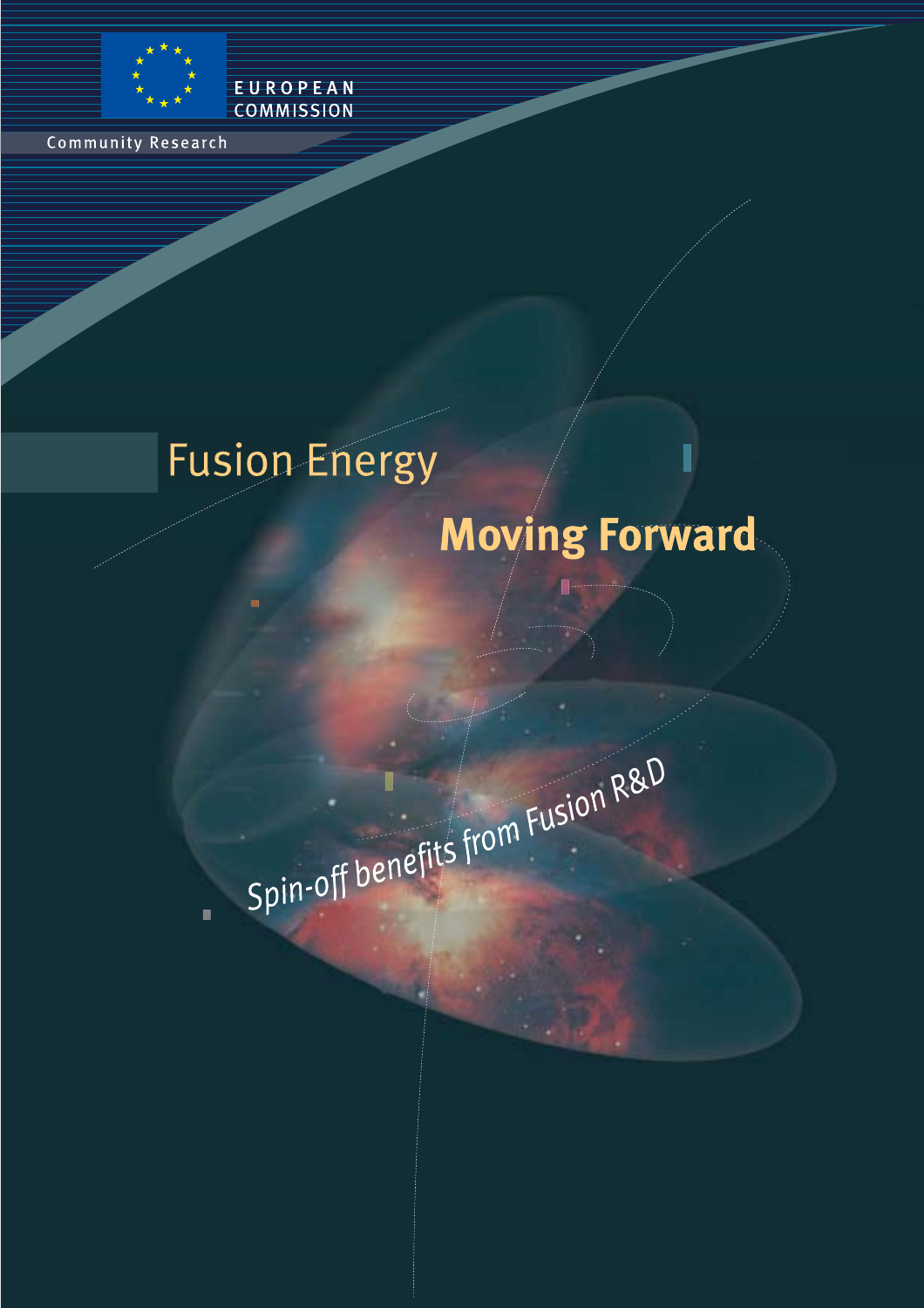EUROPEAN COMMISSION

Community Research

# Fusion Energy

## Moving Forward

*Spin-off benefits from Fusion R&D*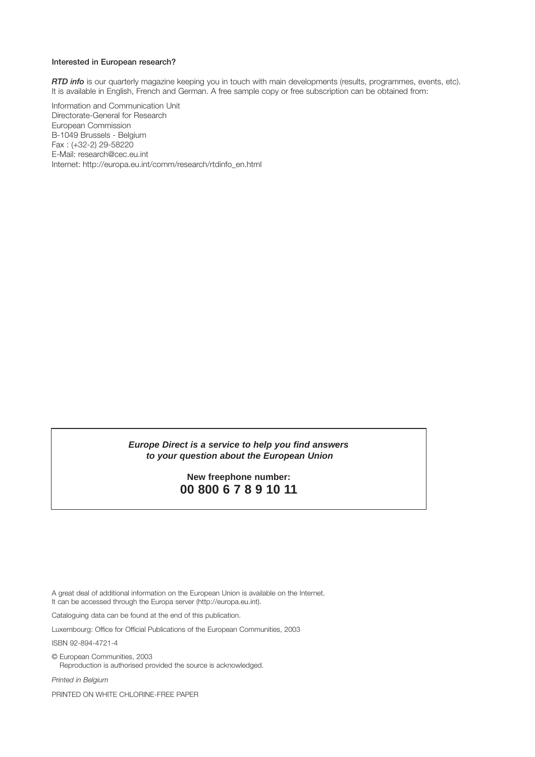**Interested in European research?**

***RTD info*** is our quarterly magazine keeping you in touch with main developments (results, programmes, events, etc). It is available in English, French and German. A free sample copy or free subscription can be obtained from:

Information and Communication Unit  
Directorate-General for Research  
European Commission  
B-1049 Brussels - Belgium  
Fax : (+32-2) 29-58220  
E-Mail: research@cec.eu.int  
Internet: http://europa.eu.int/comm/research/rtdinfo_en.html

***Europe Direct is a service to help you find answers to your question about the European Union***

**New freephone number:**  
**00 800 6 7 8 9 10 11**

A great deal of additional information on the European Union is available on the Internet. It can be accessed through the Europa server (http://europa.eu.int).

Cataloguing data can be found at the end of this publication.

Luxembourg: Office for Official Publications of the European Communities, 2003

ISBN 92-894-4721-4

© European Communities, 2003  
Reproduction is authorised provided the source is acknowledged.

*Printed in Belgium*

PRINTED ON WHITE CHLORINE-FREE PAPER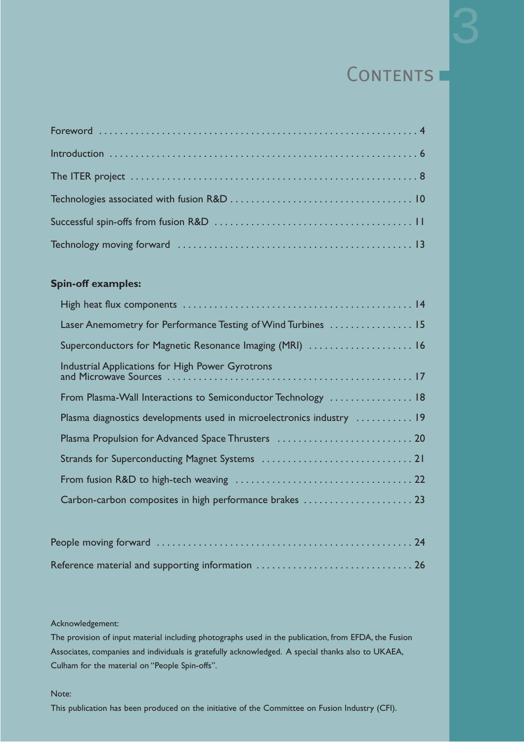# Contents

| | |
|---|---|
| Foreword | 4 |
| Introduction | 6 |
| The ITER project | 8 |
| Technologies associated with fusion R&D | 10 |
| Successful spin-offs from fusion R&D | 11 |
| Technology moving forward | 13 |

**Spin-off examples:**

| | |
|---|---|
| High heat flux components | 14 |
| Laser Anemometry for Performance Testing of Wind Turbines | 15 |
| Superconductors for Magnetic Resonance Imaging (MRI) | 16 |
| Industrial Applications for High Power Gyrotrons and Microwave Sources | 17 |
| From Plasma-Wall Interactions to Semiconductor Technology | 18 |
| Plasma diagnostics developments used in microelectronics industry | 19 |
| Plasma Propulsion for Advanced Space Thrusters | 20 |
| Strands for Superconducting Magnet Systems | 21 |
| From fusion R&D to high-tech weaving | 22 |
| Carbon-carbon composites in high performance brakes | 23 |

| | |
|---|---|
| People moving forward | 24 |
| Reference material and supporting information | 26 |

Acknowledgement:

The provision of input material including photographs used in the publication, from EFDA, the Fusion Associates, companies and individuals is gratefully acknowledged. A special thanks also to UKAEA, Culham for the material on "People Spin-offs".

Note:

This publication has been produced on the initiative of the Committee on Fusion Industry (CFI).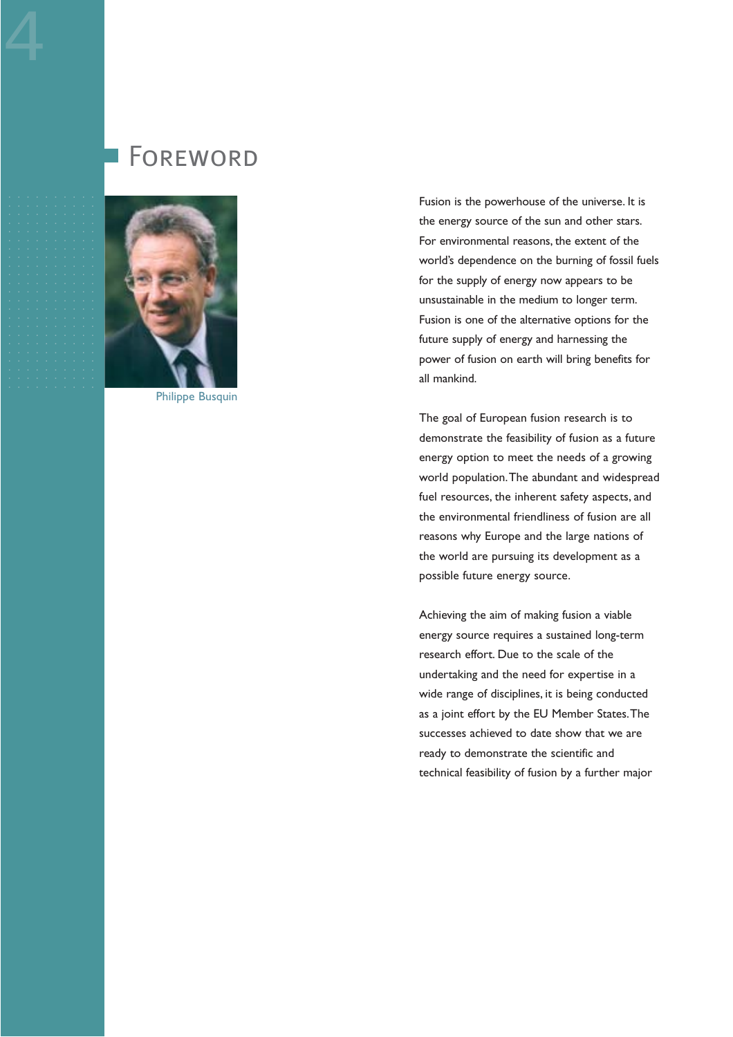# Foreword

Philippe Busquin

Fusion is the powerhouse of the universe. It is the energy source of the sun and other stars. For environmental reasons, the extent of the world's dependence on the burning of fossil fuels for the supply of energy now appears to be unsustainable in the medium to longer term. Fusion is one of the alternative options for the future supply of energy and harnessing the power of fusion on earth will bring benefits for all mankind.

The goal of European fusion research is to demonstrate the feasibility of fusion as a future energy option to meet the needs of a growing world population. The abundant and widespread fuel resources, the inherent safety aspects, and the environmental friendliness of fusion are all reasons why Europe and the large nations of the world are pursuing its development as a possible future energy source.

Achieving the aim of making fusion a viable energy source requires a sustained long-term research effort. Due to the scale of the undertaking and the need for expertise in a wide range of disciplines, it is being conducted as a joint effort by the EU Member States. The successes achieved to date show that we are ready to demonstrate the scientific and technical feasibility of fusion by a further major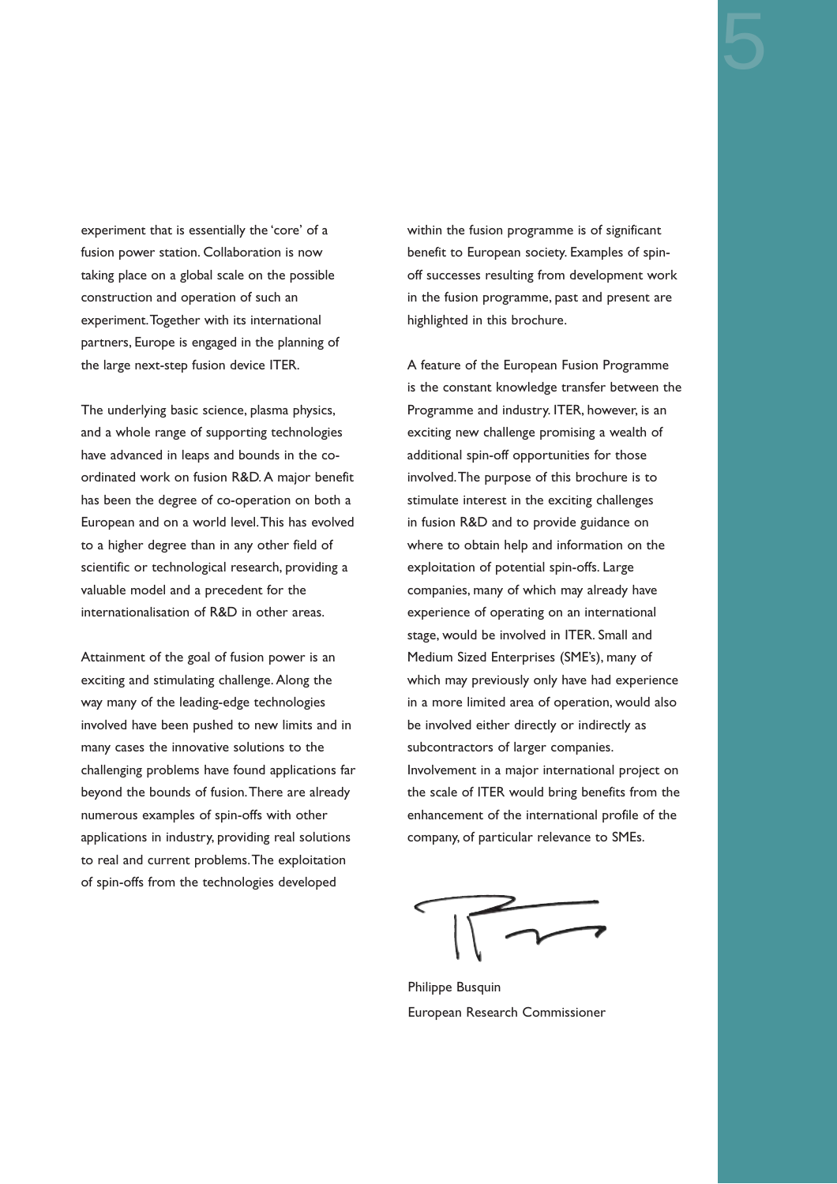experiment that is essentially the 'core' of a fusion power station. Collaboration is now taking place on a global scale on the possible construction and operation of such an experiment. Together with its international partners, Europe is engaged in the planning of the large next-step fusion device ITER.

The underlying basic science, plasma physics, and a whole range of supporting technologies have advanced in leaps and bounds in the co-ordinated work on fusion R&D. A major benefit has been the degree of co-operation on both a European and on a world level. This has evolved to a higher degree than in any other field of scientific or technological research, providing a valuable model and a precedent for the internationalisation of R&D in other areas.

Attainment of the goal of fusion power is an exciting and stimulating challenge. Along the way many of the leading-edge technologies involved have been pushed to new limits and in many cases the innovative solutions to the challenging problems have found applications far beyond the bounds of fusion. There are already numerous examples of spin-offs with other applications in industry, providing real solutions to real and current problems. The exploitation of spin-offs from the technologies developed within the fusion programme is of significant benefit to European society. Examples of spin-off successes resulting from development work in the fusion programme, past and present are highlighted in this brochure.

A feature of the European Fusion Programme is the constant knowledge transfer between the Programme and industry. ITER, however, is an exciting new challenge promising a wealth of additional spin-off opportunities for those involved. The purpose of this brochure is to stimulate interest in the exciting challenges in fusion R&D and to provide guidance on where to obtain help and information on the exploitation of potential spin-offs. Large companies, many of which may already have experience of operating on an international stage, would be involved in ITER. Small and Medium Sized Enterprises (SME's), many of which may previously only have had experience in a more limited area of operation, would also be involved either directly or indirectly as subcontractors of larger companies. Involvement in a major international project on the scale of ITER would bring benefits from the enhancement of the international profile of the company, of particular relevance to SMEs.

Philippe Busquin
European Research Commissioner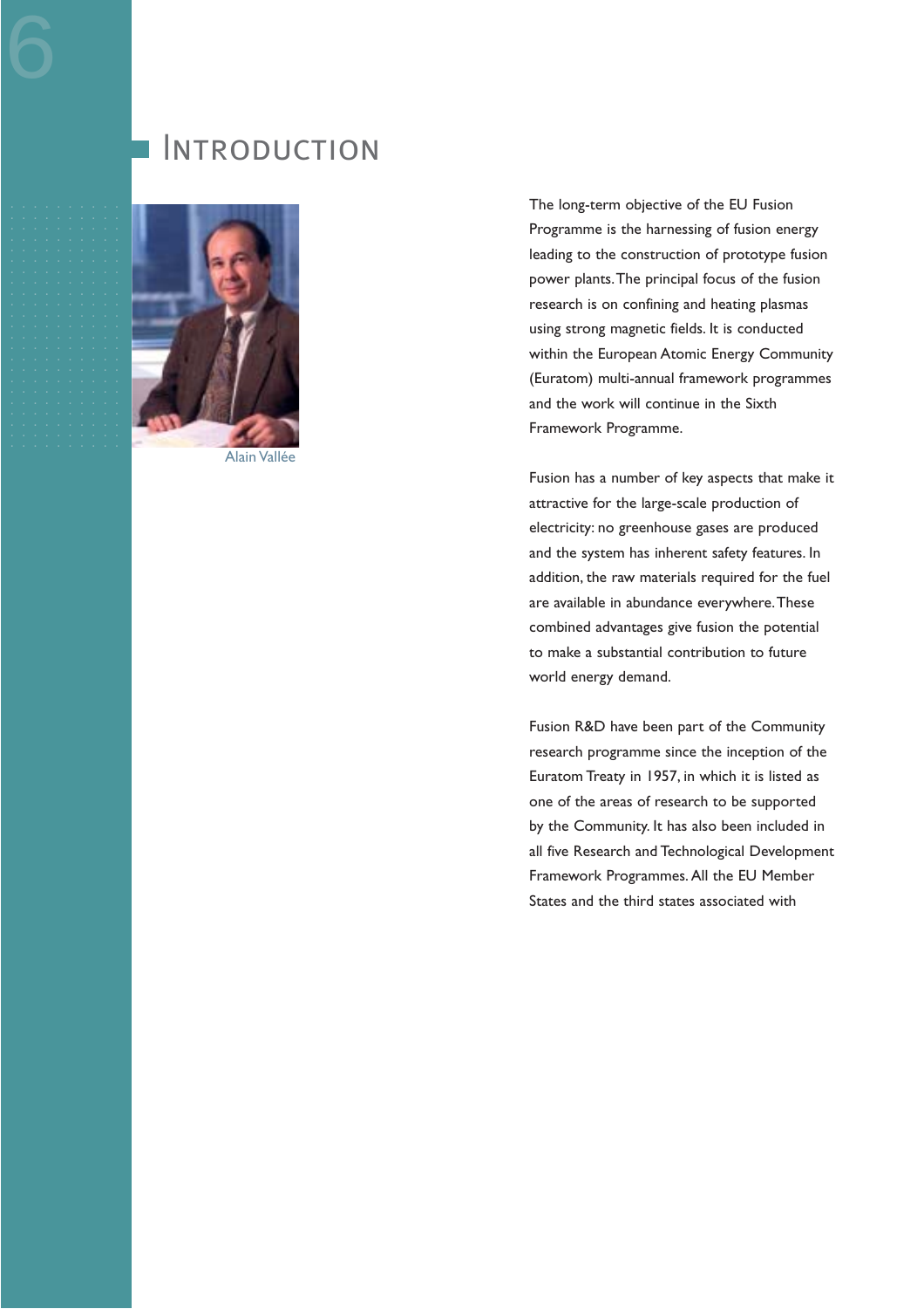# Introduction

Alain Vallée

The long-term objective of the EU Fusion Programme is the harnessing of fusion energy leading to the construction of prototype fusion power plants. The principal focus of the fusion research is on confining and heating plasmas using strong magnetic fields. It is conducted within the European Atomic Energy Community (Euratom) multi-annual framework programmes and the work will continue in the Sixth Framework Programme.

Fusion has a number of key aspects that make it attractive for the large-scale production of electricity: no greenhouse gases are produced and the system has inherent safety features. In addition, the raw materials required for the fuel are available in abundance everywhere. These combined advantages give fusion the potential to make a substantial contribution to future world energy demand.

Fusion R&D have been part of the Community research programme since the inception of the Euratom Treaty in 1957, in which it is listed as one of the areas of research to be supported by the Community. It has also been included in all five Research and Technological Development Framework Programmes. All the EU Member States and the third states associated with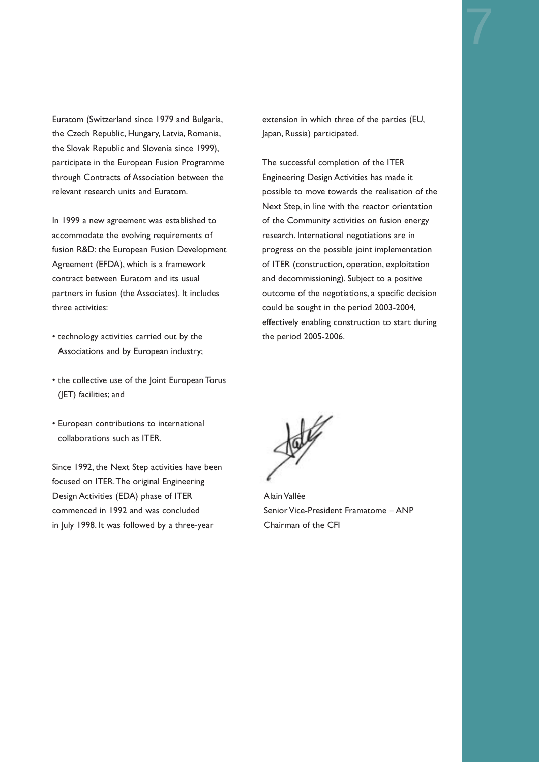Euratom (Switzerland since 1979 and Bulgaria, the Czech Republic, Hungary, Latvia, Romania, the Slovak Republic and Slovenia since 1999), participate in the European Fusion Programme through Contracts of Association between the relevant research units and Euratom.

In 1999 a new agreement was established to accommodate the evolving requirements of fusion R&D: the European Fusion Development Agreement (EFDA), which is a framework contract between Euratom and its usual partners in fusion (the Associates). It includes three activities:

- technology activities carried out by the Associations and by European industry;
- the collective use of the Joint European Torus (JET) facilities; and
- European contributions to international collaborations such as ITER.

Since 1992, the Next Step activities have been focused on ITER. The original Engineering Design Activities (EDA) phase of ITER commenced in 1992 and was concluded in July 1998. It was followed by a three-year extension in which three of the parties (EU, Japan, Russia) participated.

The successful completion of the ITER Engineering Design Activities has made it possible to move towards the realisation of the Next Step, in line with the reactor orientation of the Community activities on fusion energy research. International negotiations are in progress on the possible joint implementation of ITER (construction, operation, exploitation and decommissioning). Subject to a positive outcome of the negotiations, a specific decision could be sought in the period 2003-2004, effectively enabling construction to start during the period 2005-2006.

Alain Vallée
Senior Vice-President Framatome – ANP
Chairman of the CFI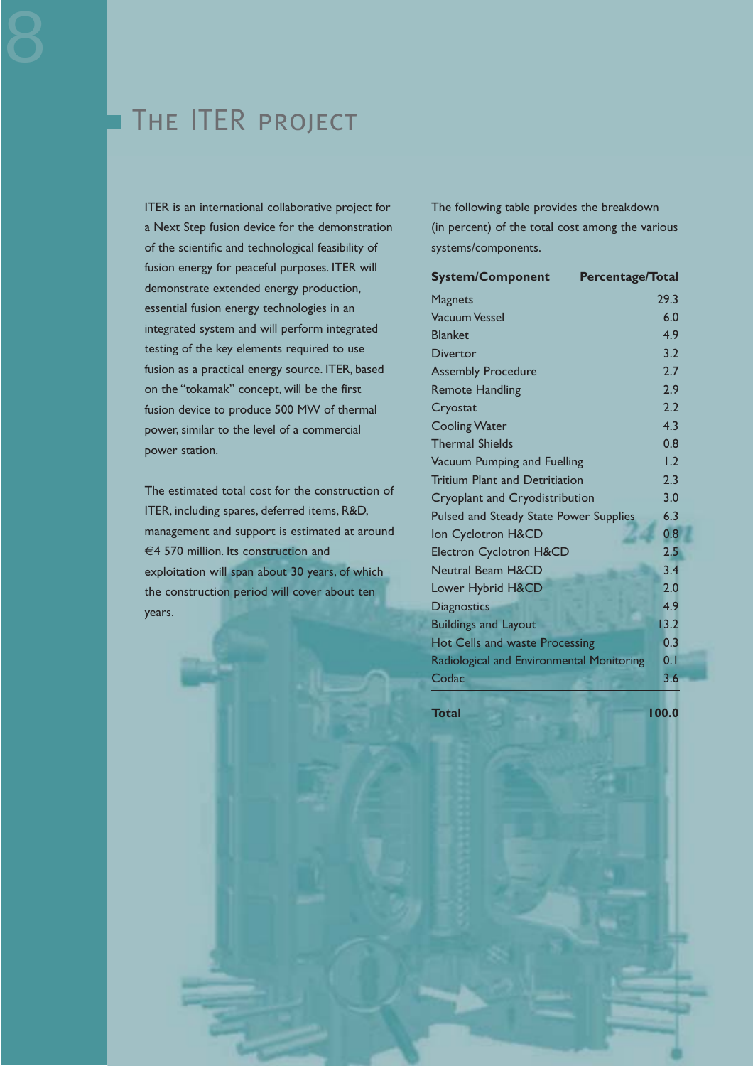# The ITER project

ITER is an international collaborative project for a Next Step fusion device for the demonstration of the scientific and technological feasibility of fusion energy for peaceful purposes. ITER will demonstrate extended energy production, essential fusion energy technologies in an integrated system and will perform integrated testing of the key elements required to use fusion as a practical energy source. ITER, based on the "tokamak" concept, will be the first fusion device to produce 500 MW of thermal power, similar to the level of a commercial power station.

The estimated total cost for the construction of ITER, including spares, deferred items, R&D, management and support is estimated at around €4 570 million. Its construction and exploitation will span about 30 years, of which the construction period will cover about ten years.

The following table provides the breakdown (in percent) of the total cost among the various systems/components.

| System/Component | Percentage/Total |
|---|---|
| Magnets | 29.3 |
| Vacuum Vessel | 6.0 |
| Blanket | 4.9 |
| Divertor | 3.2 |
| Assembly Procedure | 2.7 |
| Remote Handling | 2.9 |
| Cryostat | 2.2 |
| Cooling Water | 4.3 |
| Thermal Shields | 0.8 |
| Vacuum Pumping and Fuelling | 1.2 |
| Tritium Plant and Detritiation | 2.3 |
| Cryoplant and Cryodistribution | 3.0 |
| Pulsed and Steady State Power Supplies | 6.3 |
| Ion Cyclotron H&CD | 0.8 |
| Electron Cyclotron H&CD | 2.5 |
| Neutral Beam H&CD | 3.4 |
| Lower Hybrid H&CD | 2.0 |
| Diagnostics | 4.9 |
| Buildings and Layout | 13.2 |
| Hot Cells and waste Processing | 0.3 |
| Radiological and Environmental Monitoring | 0.1 |
| Codac | 3.6 |
| **Total** | **100.0** |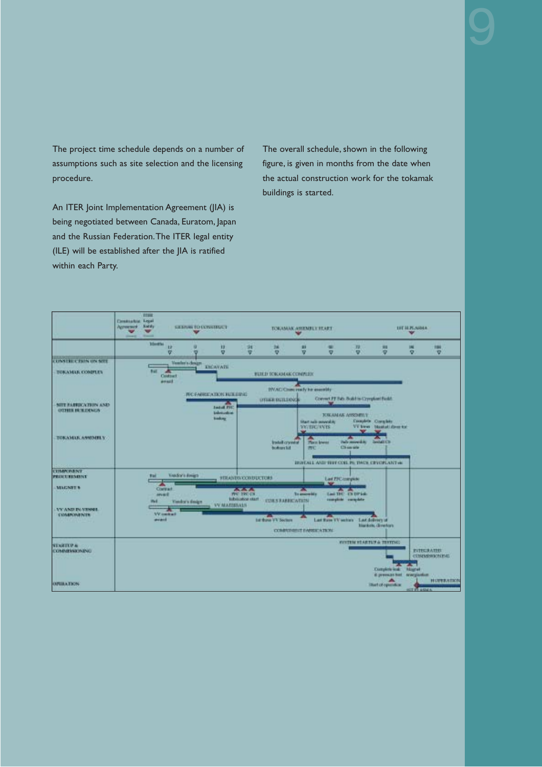The project time schedule depends on a number of assumptions such as site selection and the licensing procedure.

An ITER Joint Implementation Agreement (JIA) is being negotiated between Canada, Euratom, Japan and the Russian Federation. The ITER legal entity (ILE) will be established after the JIA is ratified within each Party.

The overall schedule, shown in the following figure, is given in months from the date when the actual construction work for the tokamak buildings is started.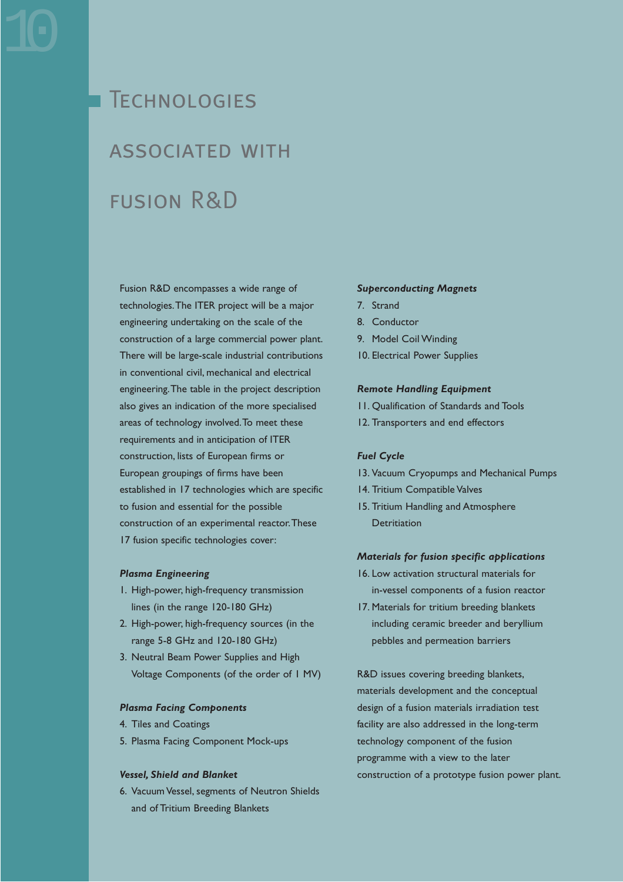# Technologies associated with fusion R&D

Fusion R&D encompasses a wide range of technologies. The ITER project will be a major engineering undertaking on the scale of the construction of a large commercial power plant. There will be large-scale industrial contributions in conventional civil, mechanical and electrical engineering. The table in the project description also gives an indication of the more specialised areas of technology involved. To meet these requirements and in anticipation of ITER construction, lists of European firms or European groupings of firms have been established in 17 technologies which are specific to fusion and essential for the possible construction of an experimental reactor. These 17 fusion specific technologies cover:

***Plasma Engineering***

1. High-power, high-frequency transmission lines (in the range 120-180 GHz)
2. High-power, high-frequency sources (in the range 5-8 GHz and 120-180 GHz)
3. Neutral Beam Power Supplies and High Voltage Components (of the order of 1 MV)

***Plasma Facing Components***

4. Tiles and Coatings
5. Plasma Facing Component Mock-ups

***Vessel, Shield and Blanket***

6. Vacuum Vessel, segments of Neutron Shields and of Tritium Breeding Blankets

***Superconducting Magnets***

7. Strand
8. Conductor
9. Model Coil Winding
10. Electrical Power Supplies

***Remote Handling Equipment***

11. Qualification of Standards and Tools
12. Transporters and end effectors

***Fuel Cycle***

13. Vacuum Cryopumps and Mechanical Pumps
14. Tritium Compatible Valves
15. Tritium Handling and Atmosphere Detritiation

***Materials for fusion specific applications***

16. Low activation structural materials for in-vessel components of a fusion reactor
17. Materials for tritium breeding blankets including ceramic breeder and beryllium pebbles and permeation barriers

R&D issues covering breeding blankets, materials development and the conceptual design of a fusion materials irradiation test facility are also addressed in the long-term technology component of the fusion programme with a view to the later construction of a prototype fusion power plant.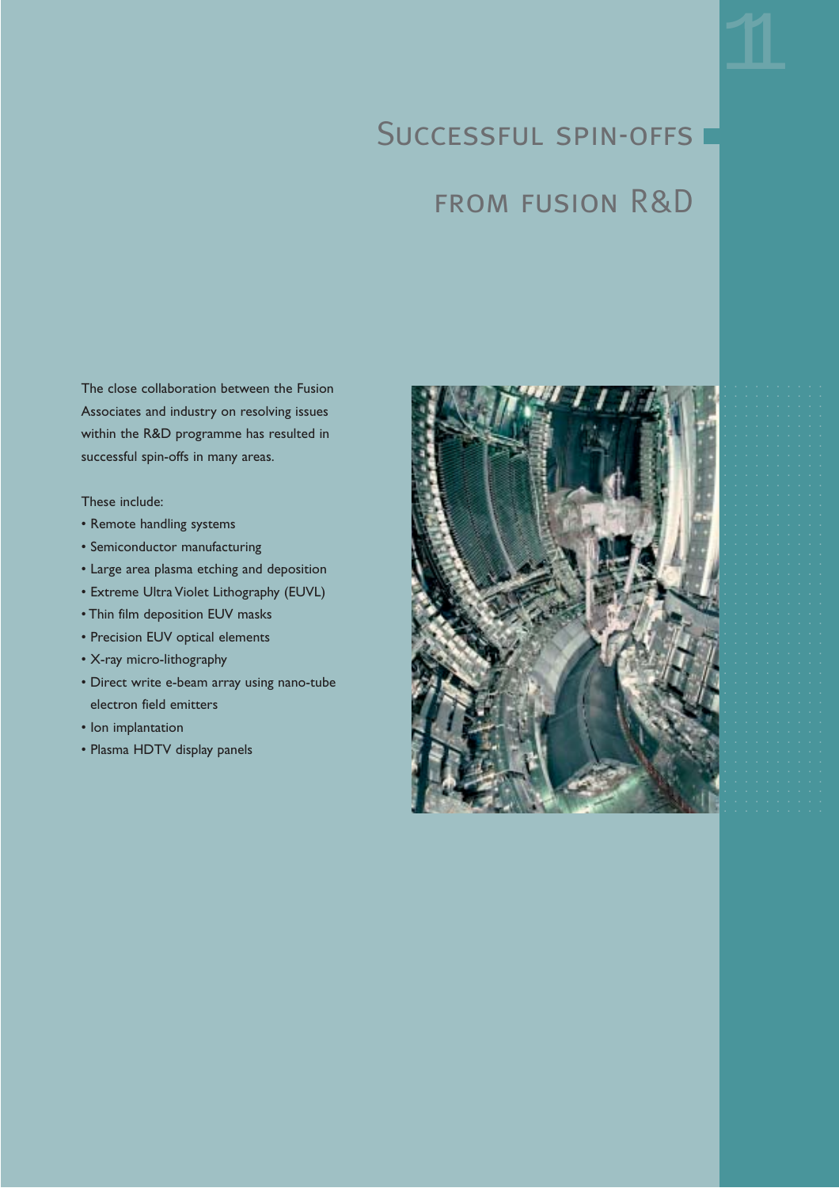# Successful spin-offs from fusion R&D

The close collaboration between the Fusion Associates and industry on resolving issues within the R&D programme has resulted in successful spin-offs in many areas.

These include:

- Remote handling systems
- Semiconductor manufacturing
- Large area plasma etching and deposition
- Extreme Ultra Violet Lithography (EUVL)
- Thin film deposition EUV masks
- Precision EUV optical elements
- X-ray micro-lithography
- Direct write e-beam array using nano-tube electron field emitters
- Ion implantation
- Plasma HDTV display panels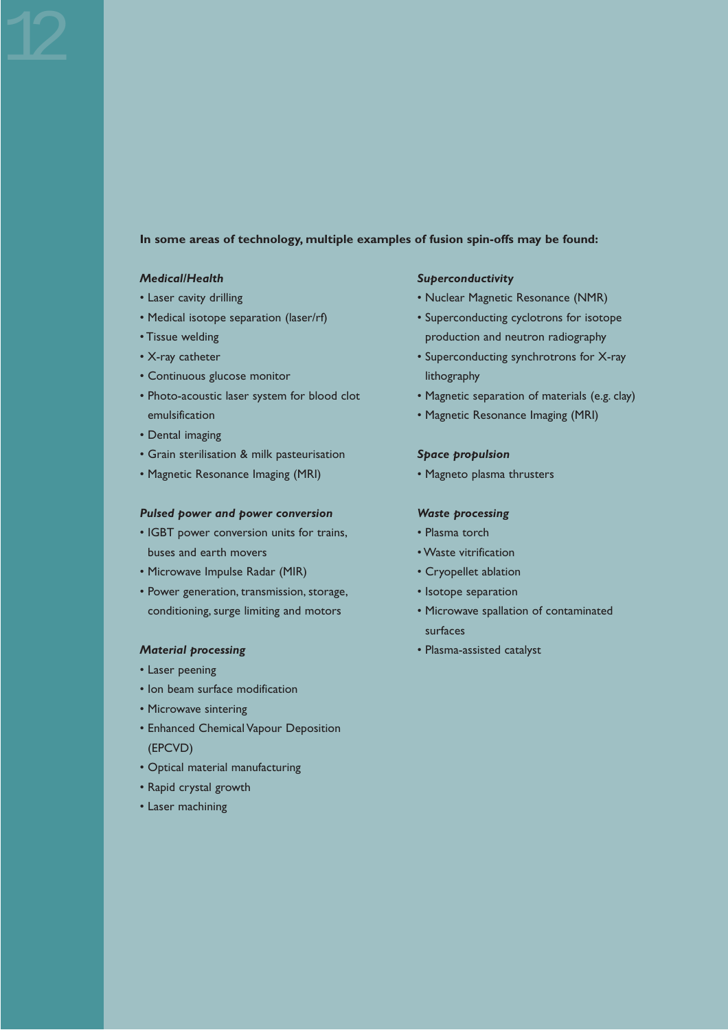**In some areas of technology, multiple examples of fusion spin-offs may be found:**

***Medical/Health***

- Laser cavity drilling
- Medical isotope separation (laser/rf)
- Tissue welding
- X-ray catheter
- Continuous glucose monitor
- Photo-acoustic laser system for blood clot emulsification
- Dental imaging
- Grain sterilisation & milk pasteurisation
- Magnetic Resonance Imaging (MRI)

***Pulsed power and power conversion***

- IGBT power conversion units for trains, buses and earth movers
- Microwave Impulse Radar (MIR)
- Power generation, transmission, storage, conditioning, surge limiting and motors

***Material processing***

- Laser peening
- Ion beam surface modification
- Microwave sintering
- Enhanced Chemical Vapour Deposition (EPCVD)
- Optical material manufacturing
- Rapid crystal growth
- Laser machining

***Superconductivity***

- Nuclear Magnetic Resonance (NMR)
- Superconducting cyclotrons for isotope production and neutron radiography
- Superconducting synchrotrons for X-ray lithography
- Magnetic separation of materials (e.g. clay)
- Magnetic Resonance Imaging (MRI)

***Space propulsion***

- Magneto plasma thrusters

***Waste processing***

- Plasma torch
- Waste vitrification
- Cryopellet ablation
- Isotope separation
- Microwave spallation of contaminated surfaces
- Plasma-assisted catalyst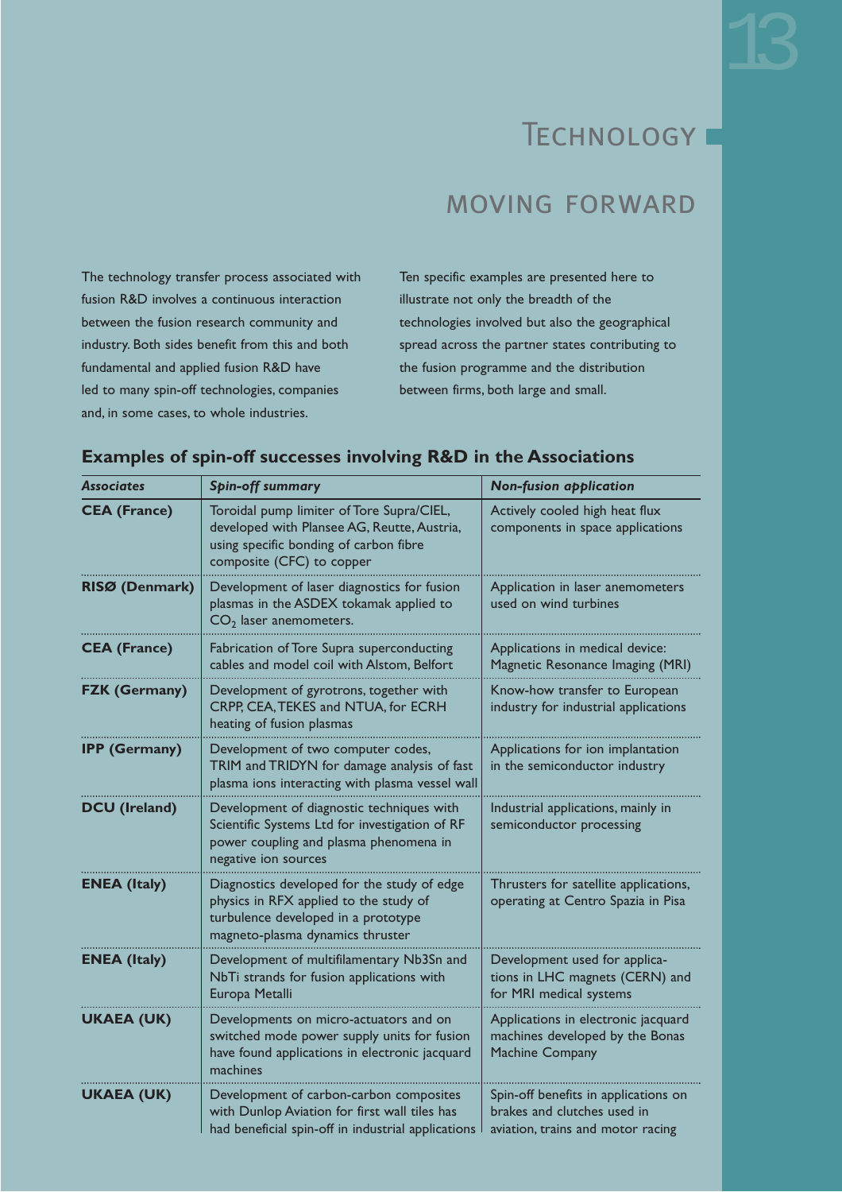# Technology

## MOVING FORWARD

The technology transfer process associated with fusion R&D involves a continuous interaction between the fusion research community and industry. Both sides benefit from this and both fundamental and applied fusion R&D have led to many spin-off technologies, companies and, in some cases, to whole industries.

Ten specific examples are presented here to illustrate not only the breadth of the technologies involved but also the geographical spread across the partner states contributing to the fusion programme and the distribution between firms, both large and small.

### Examples of spin-off successes involving R&D in the Associations

| *Associates* | *Spin-off summary* | *Non-fusion application* |
|---|---|---|
| **CEA (France)** | Toroidal pump limiter of Tore Supra/CIEL, developed with Plansee AG, Reutte, Austria, using specific bonding of carbon fibre composite (CFC) to copper | Actively cooled high heat flux components in space applications |
| **RISØ (Denmark)** | Development of laser diagnostics for fusion plasmas in the ASDEX tokamak applied to $CO_2$ laser anemometers. | Application in laser anemometers used on wind turbines |
| **CEA (France)** | Fabrication of Tore Supra superconducting cables and model coil with Alstom, Belfort | Applications in medical device: Magnetic Resonance Imaging (MRI) |
| **FZK (Germany)** | Development of gyrotrons, together with CRPP, CEA, TEKES and NTUA, for ECRH heating of fusion plasmas | Know-how transfer to European industry for industrial applications |
| **IPP (Germany)** | Development of two computer codes, TRIM and TRIDYN for damage analysis of fast plasma ions interacting with plasma vessel wall | Applications for ion implantation in the semiconductor industry |
| **DCU (Ireland)** | Development of diagnostic techniques with Scientific Systems Ltd for investigation of RF power coupling and plasma phenomena in negative ion sources | Industrial applications, mainly in semiconductor processing |
| **ENEA (Italy)** | Diagnostics developed for the study of edge physics in RFX applied to the study of turbulence developed in a prototype magneto-plasma dynamics thruster | Thrusters for satellite applications, operating at Centro Spazia in Pisa |
| **ENEA (Italy)** | Development of multifilamentary Nb3Sn and NbTi strands for fusion applications with Europa Metalli | Development used for applications in LHC magnets (CERN) and for MRI medical systems |
| **UKAEA (UK)** | Developments on micro-actuators and on switched mode power supply units for fusion have found applications in electronic jacquard machines | Applications in electronic jacquard machines developed by the Bonas Machine Company |
| **UKAEA (UK)** | Development of carbon-carbon composites with Dunlop Aviation for first wall tiles has had beneficial spin-off in industrial applications | Spin-off benefits in applications on brakes and clutches used in aviation, trains and motor racing |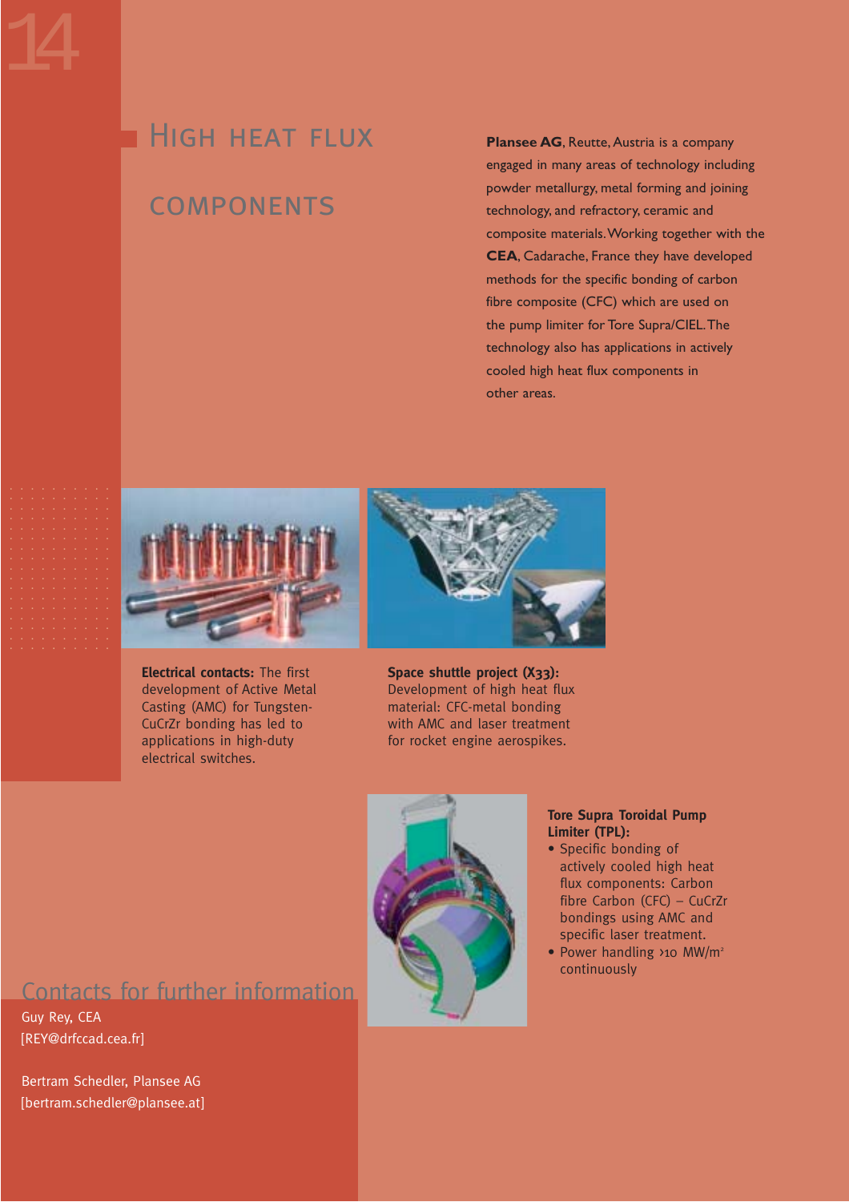# High heat flux components

**Plansee AG**, Reutte, Austria is a company engaged in many areas of technology including powder metallurgy, metal forming and joining technology, and refractory, ceramic and composite materials. Working together with the **CEA**, Cadarache, France they have developed methods for the specific bonding of carbon fibre composite (CFC) which are used on the pump limiter for Tore Supra/CIEL. The technology also has applications in actively cooled high heat flux components in other areas.

**Electrical contacts:** The first development of Active Metal Casting (AMC) for Tungsten-CuCrZr bonding has led to applications in high-duty electrical switches.

**Space shuttle project (X33):** Development of high heat flux material: CFC-metal bonding with AMC and laser treatment for rocket engine aerospikes.

**Tore Supra Toroidal Pump Limiter (TPL):**

- Specific bonding of actively cooled high heat flux components: Carbon fibre Carbon (CFC) – CuCrZr bondings using AMC and specific laser treatment.
- Power handling >10 $MW/m^2$ continuously

## Contacts for further information

Guy Rey, CEA
[REY@drfccad.cea.fr]

Bertram Schedler, Plansee AG
[bertram.schedler@plansee.at]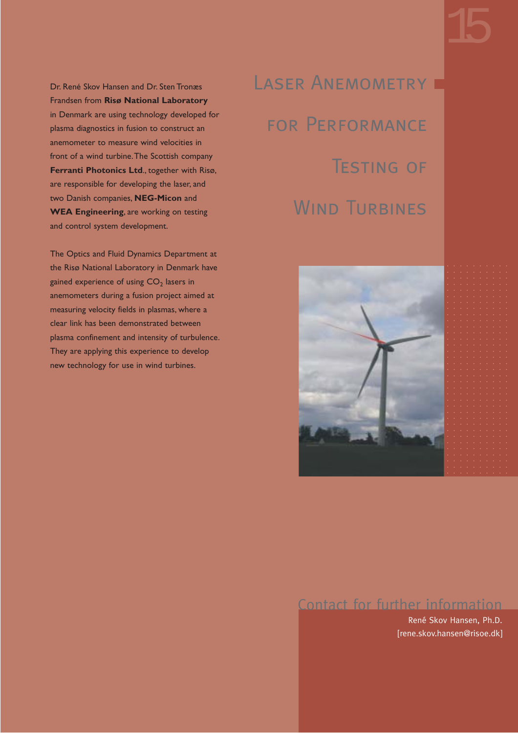# Laser Anemometry for Performance Testing of Wind Turbines

Dr. René Skov Hansen and Dr. Sten Tronæs Frandsen from **Risø National Laboratory** in Denmark are using technology developed for plasma diagnostics in fusion to construct an anemometer to measure wind velocities in front of a wind turbine. The Scottish company **Ferranti Photonics Ltd**., together with Risø, are responsible for developing the laser, and two Danish companies, **NEG-Micon** and **WEA Engineering**, are working on testing and control system development.

The Optics and Fluid Dynamics Department at the Risø National Laboratory in Denmark have gained experience of using $CO_2$ lasers in anemometers during a fusion project aimed at measuring velocity fields in plasmas, where a clear link has been demonstrated between plasma confinement and intensity of turbulence. They are applying this experience to develop new technology for use in wind turbines.

## Contact for further information

René Skov Hansen, Ph.D.
[rene.skov.hansen@risoe.dk]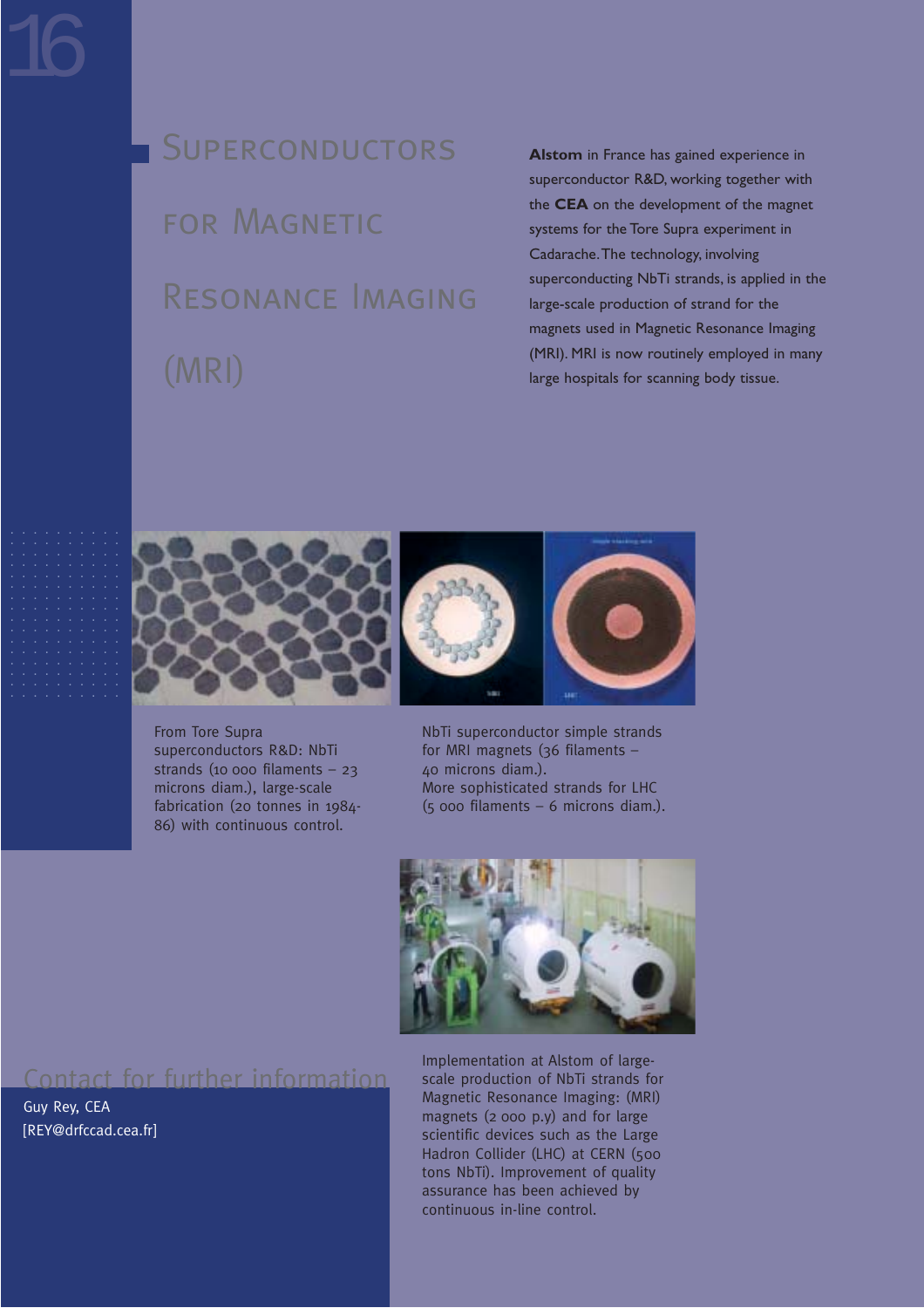# Superconductors for Magnetic Resonance Imaging (MRI)

**Alstom** in France has gained experience in superconductor R&D, working together with the **CEA** on the development of the magnet systems for the Tore Supra experiment in Cadarache. The technology, involving superconducting NbTi strands, is applied in the large-scale production of strand for the magnets used in Magnetic Resonance Imaging (MRI). MRI is now routinely employed in many large hospitals for scanning body tissue.

From Tore Supra superconductors R&D: NbTi strands (10 000 filaments – 23 microns diam.), large-scale fabrication (20 tonnes in 1984-86) with continuous control.

NbTi superconductor simple strands for MRI magnets (36 filaments – 40 microns diam.).
More sophisticated strands for LHC (5 000 filaments – 6 microns diam.).

Implementation at Alstom of large-scale production of NbTi strands for Magnetic Resonance Imaging: (MRI) magnets (2 000 p.y) and for large scientific devices such as the Large Hadron Collider (LHC) at CERN (500 tons NbTi). Improvement of quality assurance has been achieved by continuous in-line control.

## Contact for further information

Guy Rey, CEA
[REY@drfccad.cea.fr]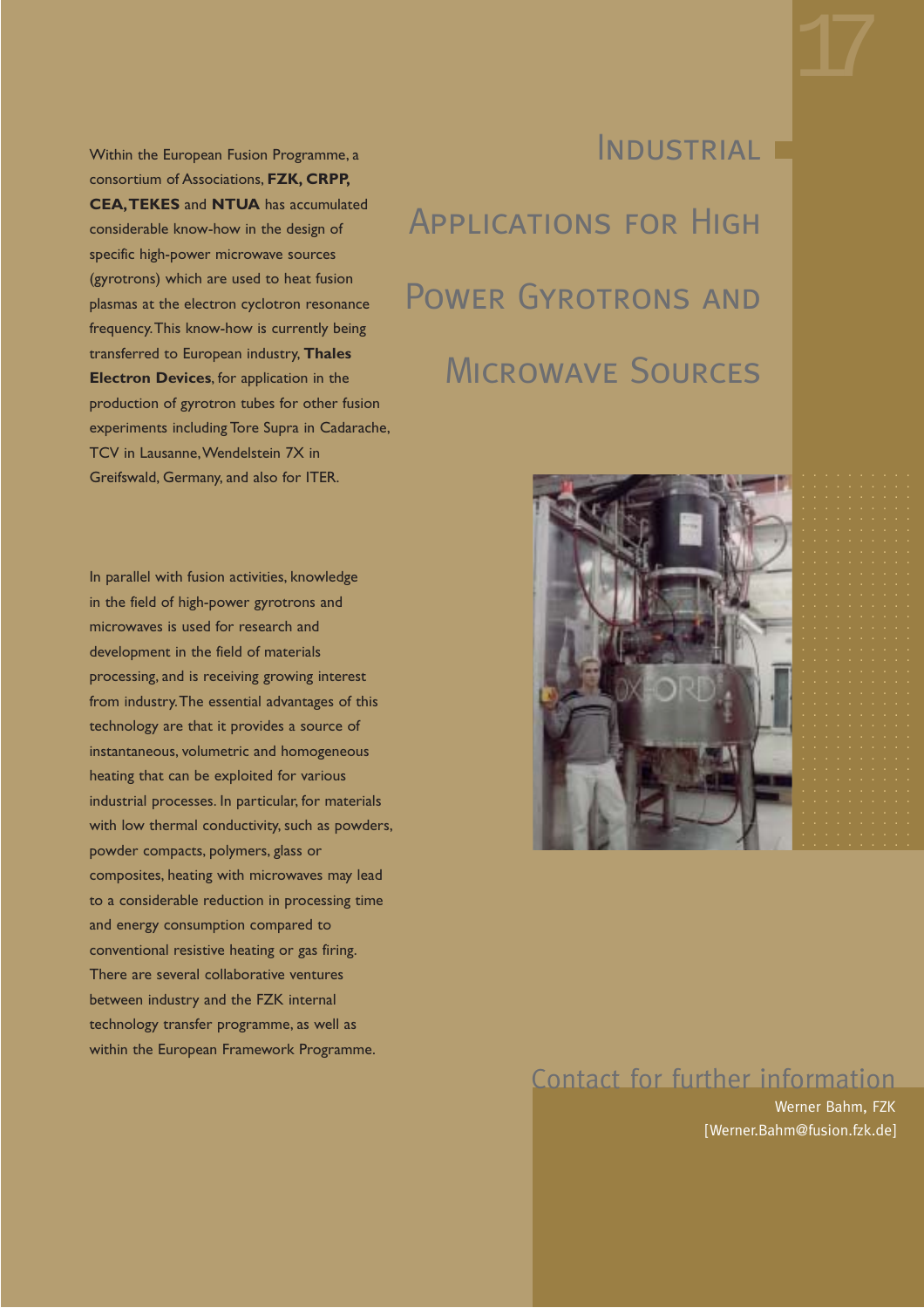# Industrial Applications for High Power Gyrotrons and Microwave Sources

Within the European Fusion Programme, a consortium of Associations, **FZK, CRPP, CEA, TEKES** and **NTUA** has accumulated considerable know-how in the design of specific high-power microwave sources (gyrotrons) which are used to heat fusion plasmas at the electron cyclotron resonance frequency. This know-how is currently being transferred to European industry, **Thales Electron Devices**, for application in the production of gyrotron tubes for other fusion experiments including Tore Supra in Cadarache, TCV in Lausanne, Wendelstein 7X in Greifswald, Germany, and also for ITER.

In parallel with fusion activities, knowledge in the field of high-power gyrotrons and microwaves is used for research and development in the field of materials processing, and is receiving growing interest from industry. The essential advantages of this technology are that it provides a source of instantaneous, volumetric and homogeneous heating that can be exploited for various industrial processes. In particular, for materials with low thermal conductivity, such as powders, powder compacts, polymers, glass or composites, heating with microwaves may lead to a considerable reduction in processing time and energy consumption compared to conventional resistive heating or gas firing. There are several collaborative ventures between industry and the FZK internal technology transfer programme, as well as within the European Framework Programme.

## Contact for further information

Werner Bahm, FZK
[Werner.Bahm@fusion.fzk.de]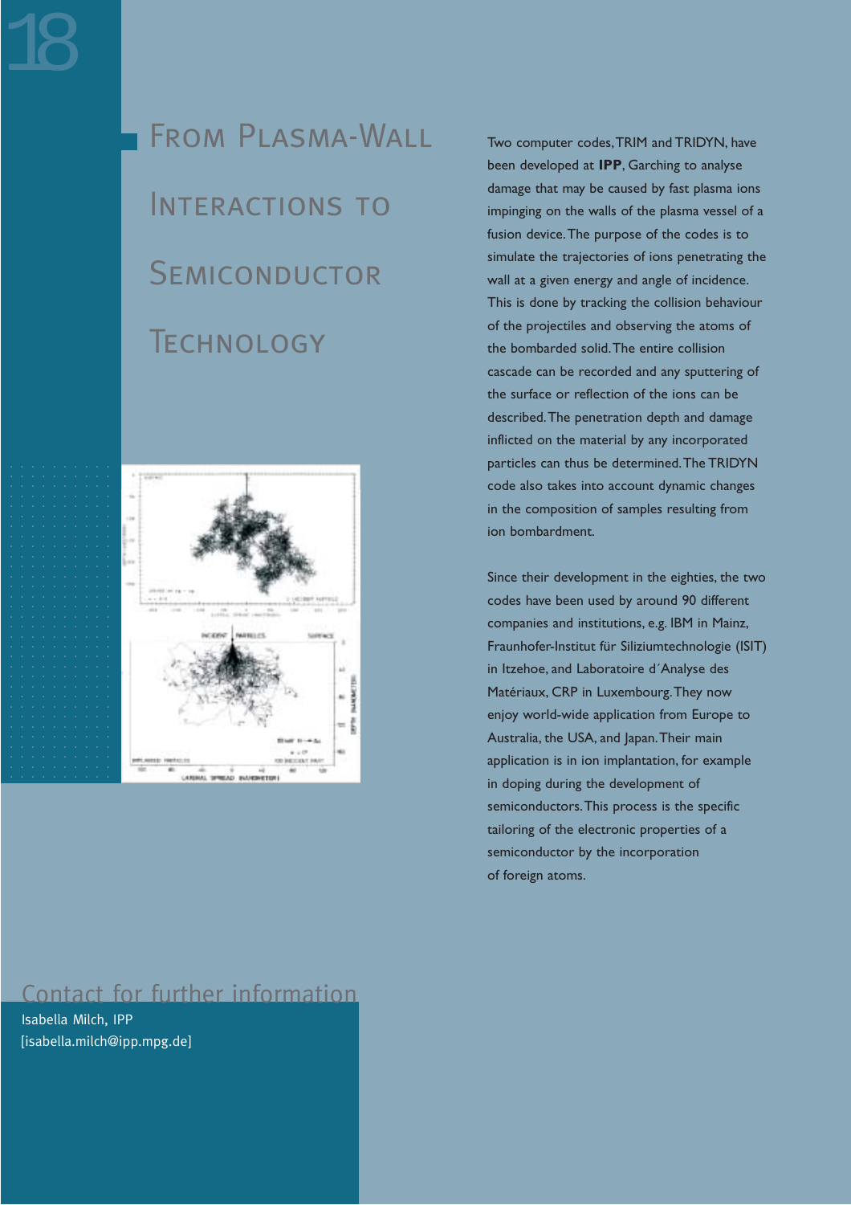# From Plasma-Wall Interactions to Semiconductor Technology

Two computer codes, TRIM and TRIDYN, have been developed at **IPP**, Garching to analyse damage that may be caused by fast plasma ions impinging on the walls of the plasma vessel of a fusion device. The purpose of the codes is to simulate the trajectories of ions penetrating the wall at a given energy and angle of incidence. This is done by tracking the collision behaviour of the projectiles and observing the atoms of the bombarded solid. The entire collision cascade can be recorded and any sputtering of the surface or reflection of the ions can be described. The penetration depth and damage inflicted on the material by any incorporated particles can thus be determined. The TRIDYN code also takes into account dynamic changes in the composition of samples resulting from ion bombardment.

Since their development in the eighties, the two codes have been used by around 90 different companies and institutions, e.g. IBM in Mainz, Fraunhofer-Institut für Siliziumtechnologie (ISIT) in Itzehoe, and Laboratoire d´Analyse des Matériaux, CRP in Luxembourg. They now enjoy world-wide application from Europe to Australia, the USA, and Japan. Their main application is in ion implantation, for example in doping during the development of semiconductors. This process is the specific tailoring of the electronic properties of a semiconductor by the incorporation of foreign atoms.

## Contact for further information

Isabella Milch, IPP
[isabella.milch@ipp.mpg.de]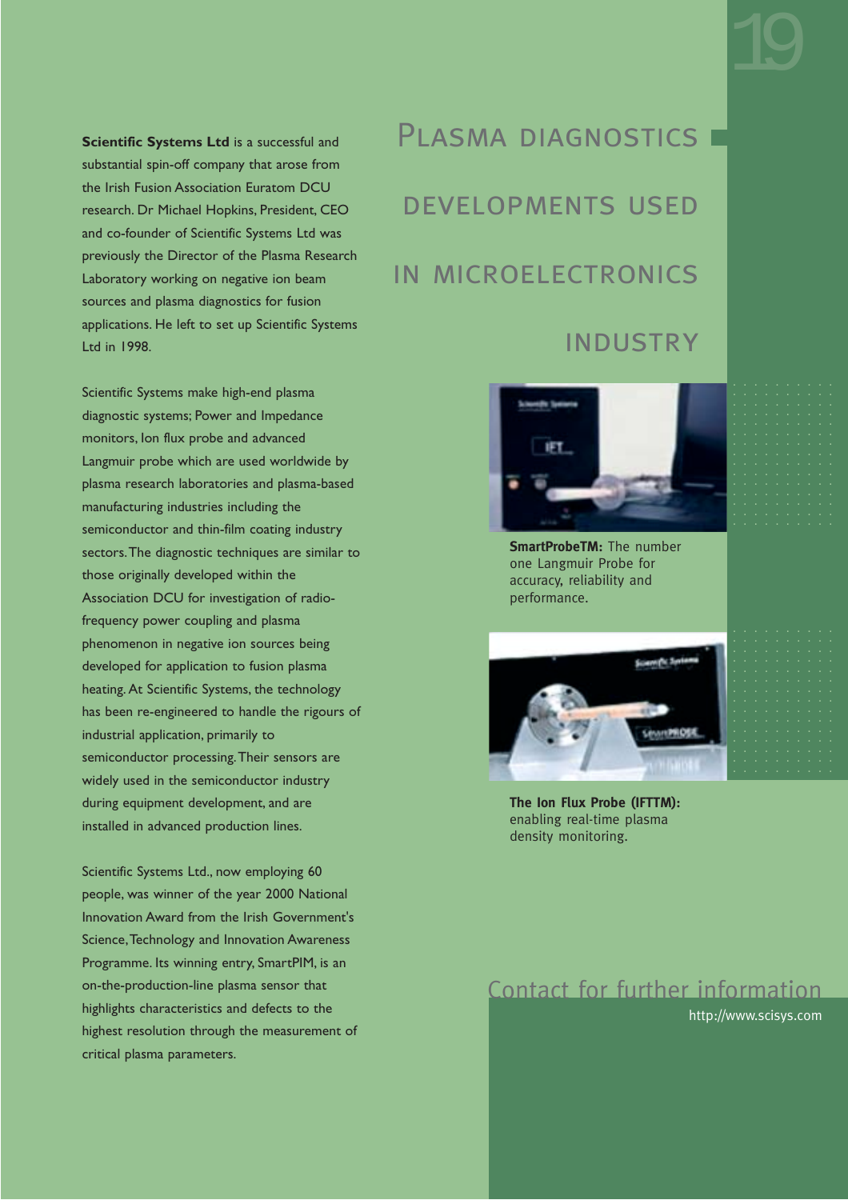# Plasma diagnostics developments used in microelectronics industry

**Scientific Systems Ltd** is a successful and substantial spin-off company that arose from the Irish Fusion Association Euratom DCU research. Dr Michael Hopkins, President, CEO and co-founder of Scientific Systems Ltd was previously the Director of the Plasma Research Laboratory working on negative ion beam sources and plasma diagnostics for fusion applications. He left to set up Scientific Systems Ltd in 1998.

Scientific Systems make high-end plasma diagnostic systems; Power and Impedance monitors, Ion flux probe and advanced Langmuir probe which are used worldwide by plasma research laboratories and plasma-based manufacturing industries including the semiconductor and thin-film coating industry sectors. The diagnostic techniques are similar to those originally developed within the Association DCU for investigation of radio-frequency power coupling and plasma phenomenon in negative ion sources being developed for application to fusion plasma heating. At Scientific Systems, the technology has been re-engineered to handle the rigours of industrial application, primarily to semiconductor processing. Their sensors are widely used in the semiconductor industry during equipment development, and are installed in advanced production lines.

Scientific Systems Ltd., now employing 60 people, was winner of the year 2000 National Innovation Award from the Irish Government's Science, Technology and Innovation Awareness Programme. Its winning entry, SmartPIM, is an on-the-production-line plasma sensor that highlights characteristics and defects to the highest resolution through the measurement of critical plasma parameters.

**SmartProbeTM:** The number one Langmuir Probe for accuracy, reliability and performance.

**The Ion Flux Probe (IFTTM):** enabling real-time plasma density monitoring.

## Contact for further information

http://www.scisys.com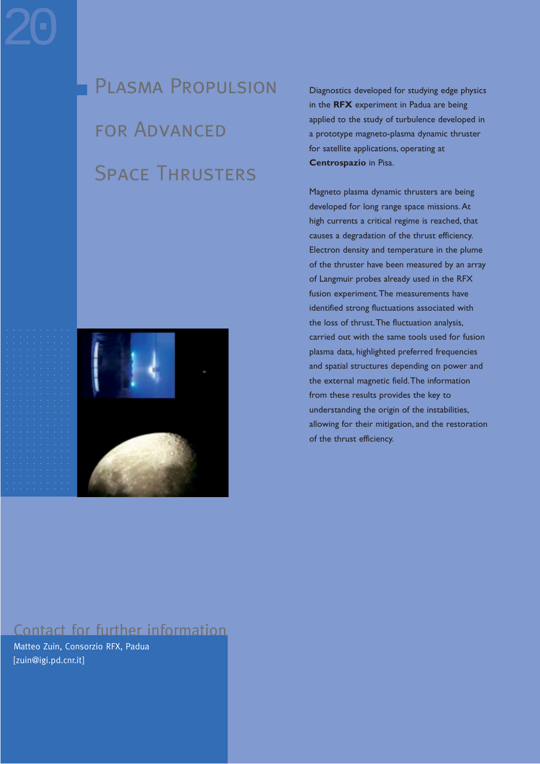# Plasma Propulsion for Advanced Space Thrusters

Diagnostics developed for studying edge physics in the **RFX** experiment in Padua are being applied to the study of turbulence developed in a prototype magneto-plasma dynamic thruster for satellite applications, operating at **Centrospazio** in Pisa.

Magneto plasma dynamic thrusters are being developed for long range space missions. At high currents a critical regime is reached, that causes a degradation of the thrust efficiency. Electron density and temperature in the plume of the thruster have been measured by an array of Langmuir probes already used in the RFX fusion experiment. The measurements have identified strong fluctuations associated with the loss of thrust. The fluctuation analysis, carried out with the same tools used for fusion plasma data, highlighted preferred frequencies and spatial structures depending on power and the external magnetic field. The information from these results provides the key to understanding the origin of the instabilities, allowing for their mitigation, and the restoration of the thrust efficiency.

## Contact for further information

Matteo Zuin, Consorzio RFX, Padua
[zuin@igi.pd.cnr.it]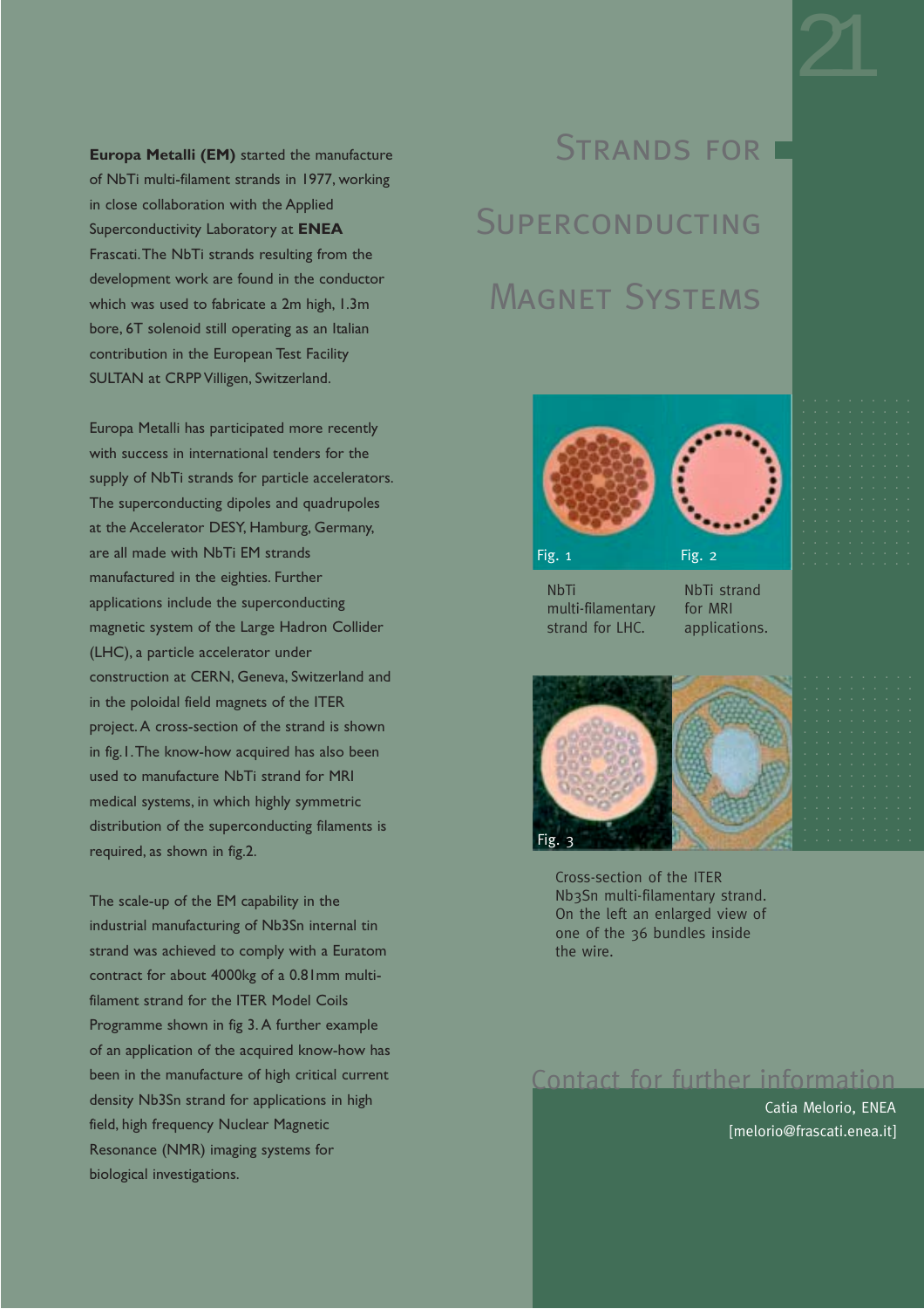# Strands for Superconducting Magnet Systems

**Europa Metalli (EM)** started the manufacture of NbTi multi-filament strands in 1977, working in close collaboration with the Applied Superconductivity Laboratory at **ENEA** Frascati. The NbTi strands resulting from the development work are found in the conductor which was used to fabricate a 2m high, 1.3m bore, 6T solenoid still operating as an Italian contribution in the European Test Facility SULTAN at CRPP Villigen, Switzerland.

Europa Metalli has participated more recently with success in international tenders for the supply of NbTi strands for particle accelerators. The superconducting dipoles and quadrupoles at the Accelerator DESY, Hamburg, Germany, are all made with NbTi EM strands manufactured in the eighties. Further applications include the superconducting magnetic system of the Large Hadron Collider (LHC), a particle accelerator under construction at CERN, Geneva, Switzerland and in the poloidal field magnets of the ITER project. A cross-section of the strand is shown in fig.1. The know-how acquired has also been used to manufacture NbTi strand for MRI medical systems, in which highly symmetric distribution of the superconducting filaments is required, as shown in fig.2.

The scale-up of the EM capability in the industrial manufacturing of $Nb_3Sn$ internal tin strand was achieved to comply with a Euratom contract for about 4000kg of a 0.81mm multi-filament strand for the ITER Model Coils Programme shown in fig 3. A further example of an application of the acquired know-how has been in the manufacture of high critical current density $Nb_3Sn$ strand for applications in high field, high frequency Nuclear Magnetic Resonance (NMR) imaging systems for biological investigations.

Fig. 1

NbTi multi-filamentary strand for LHC.

Fig. 2

NbTi strand for MRI applications.

Fig. 3

Cross-section of the ITER $Nb_3Sn$ multi-filamentary strand. On the left an enlarged view of one of the 36 bundles inside the wire.

## Contact for further information

Catia Melorio, ENEA
[melorio@frascati.enea.it]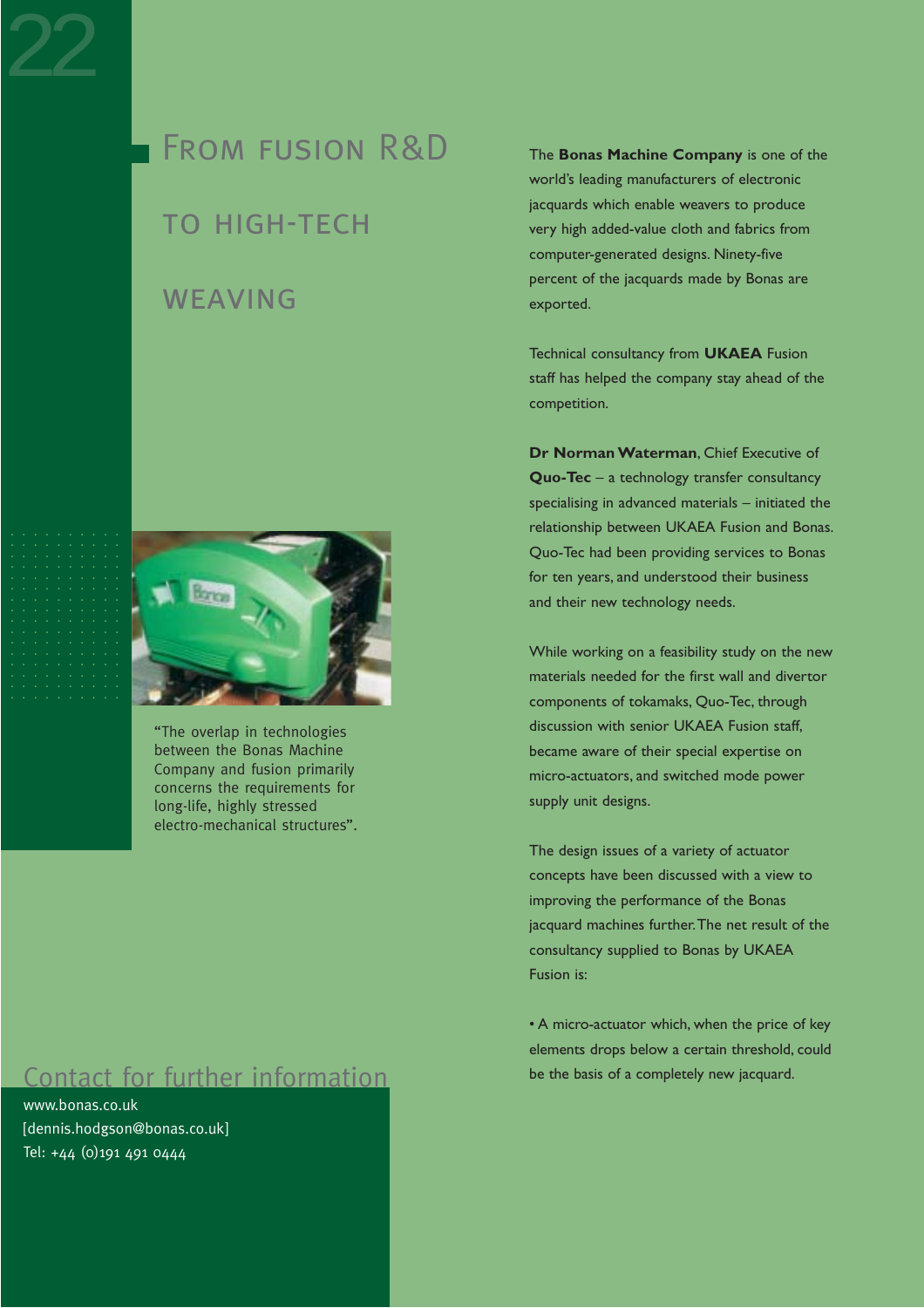# From fusion R&D to high-tech weaving

"The overlap in technologies between the Bonas Machine Company and fusion primarily concerns the requirements for long-life, highly stressed electro-mechanical structures".

The **Bonas Machine Company** is one of the world's leading manufacturers of electronic jacquards which enable weavers to produce very high added-value cloth and fabrics from computer-generated designs. Ninety-five percent of the jacquards made by Bonas are exported.

Technical consultancy from **UKAEA** Fusion staff has helped the company stay ahead of the competition.

**Dr Norman Waterman**, Chief Executive of **Quo-Tec** – a technology transfer consultancy specialising in advanced materials – initiated the relationship between UKAEA Fusion and Bonas. Quo-Tec had been providing services to Bonas for ten years, and understood their business and their new technology needs.

While working on a feasibility study on the new materials needed for the first wall and divertor components of tokamaks, Quo-Tec, through discussion with senior UKAEA Fusion staff, became aware of their special expertise on micro-actuators, and switched mode power supply unit designs.

The design issues of a variety of actuator concepts have been discussed with a view to improving the performance of the Bonas jacquard machines further. The net result of the consultancy supplied to Bonas by UKAEA Fusion is:

- A micro-actuator which, when the price of key elements drops below a certain threshold, could be the basis of a completely new jacquard.

## Contact for further information

www.bonas.co.uk
[dennis.hodgson@bonas.co.uk]
Tel: +44 (0)191 491 0444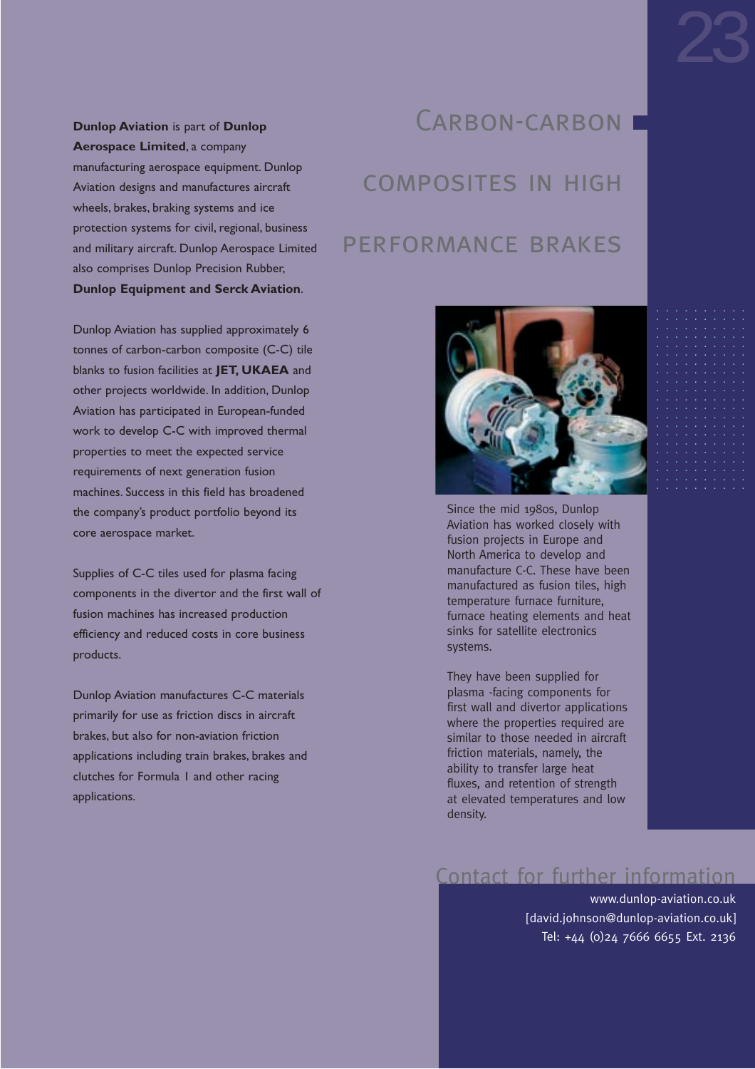# Carbon-carbon composites in high performance brakes

**Dunlop Aviation** is part of **Dunlop Aerospace Limited**, a company manufacturing aerospace equipment. Dunlop Aviation designs and manufactures aircraft wheels, brakes, braking systems and ice protection systems for civil, regional, business and military aircraft. Dunlop Aerospace Limited also comprises Dunlop Precision Rubber, **Dunlop Equipment and Serck Aviation**.

Dunlop Aviation has supplied approximately 6 tonnes of carbon-carbon composite (C-C) tile blanks to fusion facilities at **JET, UKAEA** and other projects worldwide. In addition, Dunlop Aviation has participated in European-funded work to develop C-C with improved thermal properties to meet the expected service requirements of next generation fusion machines. Success in this field has broadened the company's product portfolio beyond its core aerospace market.

Supplies of C-C tiles used for plasma facing components in the divertor and the first wall of fusion machines has increased production efficiency and reduced costs in core business products.

Dunlop Aviation manufactures C-C materials primarily for use as friction discs in aircraft brakes, but also for non-aviation friction applications including train brakes, brakes and clutches for Formula 1 and other racing applications.

Since the mid 1980s, Dunlop Aviation has worked closely with fusion projects in Europe and North America to develop and manufacture C-C. These have been manufactured as fusion tiles, high temperature furnace furniture, furnace heating elements and heat sinks for satellite electronics systems.

They have been supplied for plasma -facing components for first wall and divertor applications where the properties required are similar to those needed in aircraft friction materials, namely, the ability to transfer large heat fluxes, and retention of strength at elevated temperatures and low density.

## Contact for further information

www.dunlop-aviation.co.uk
[david.johnson@dunlop-aviation.co.uk]
Tel: +44 (0)24 7666 6655 Ext. 2136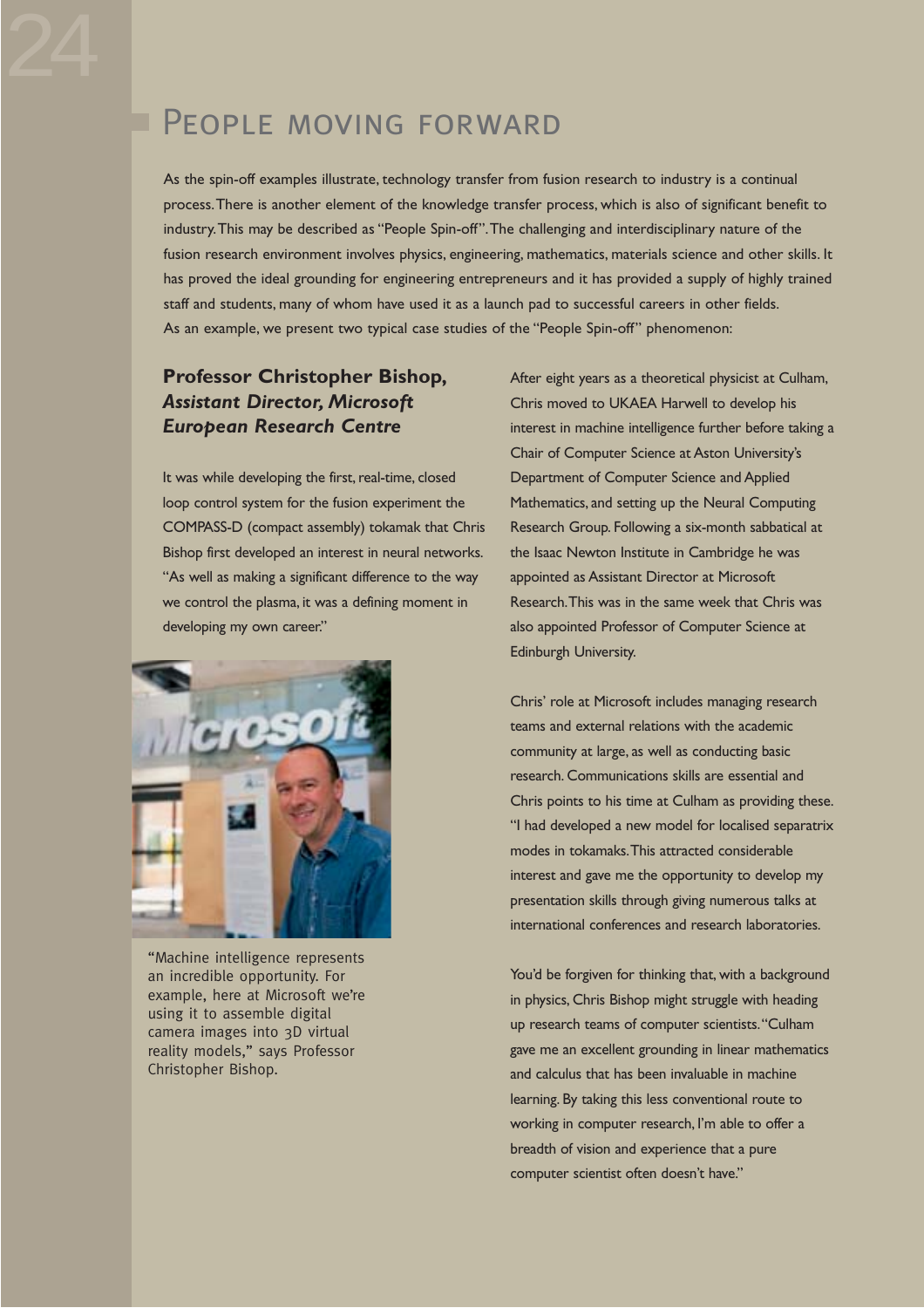## People moving forward

As the spin-off examples illustrate, technology transfer from fusion research to industry is a continual process. There is another element of the knowledge transfer process, which is also of significant benefit to industry. This may be described as "People Spin-off". The challenging and interdisciplinary nature of the fusion research environment involves physics, engineering, mathematics, materials science and other skills. It has proved the ideal grounding for engineering entrepreneurs and it has provided a supply of highly trained staff and students, many of whom have used it as a launch pad to successful careers in other fields. As an example, we present two typical case studies of the "People Spin-off" phenomenon:

### Professor Christopher Bishop, *Assistant Director, Microsoft European Research Centre*

It was while developing the first, real-time, closed loop control system for the fusion experiment the COMPASS-D (compact assembly) tokamak that Chris Bishop first developed an interest in neural networks. "As well as making a significant difference to the way we control the plasma, it was a defining moment in developing my own career."

"Machine intelligence represents an incredible opportunity. For example, here at Microsoft we're using it to assemble digital camera images into 3D virtual reality models," says Professor Christopher Bishop.

After eight years as a theoretical physicist at Culham, Chris moved to UKAEA Harwell to develop his interest in machine intelligence further before taking a Chair of Computer Science at Aston University's Department of Computer Science and Applied Mathematics, and setting up the Neural Computing Research Group. Following a six-month sabbatical at the Isaac Newton Institute in Cambridge he was appointed as Assistant Director at Microsoft Research. This was in the same week that Chris was also appointed Professor of Computer Science at Edinburgh University.

Chris' role at Microsoft includes managing research teams and external relations with the academic community at large, as well as conducting basic research. Communications skills are essential and Chris points to his time at Culham as providing these. "I had developed a new model for localised separatrix modes in tokamaks. This attracted considerable interest and gave me the opportunity to develop my presentation skills through giving numerous talks at international conferences and research laboratories.

You'd be forgiven for thinking that, with a background in physics, Chris Bishop might struggle with heading up research teams of computer scientists. "Culham gave me an excellent grounding in linear mathematics and calculus that has been invaluable in machine learning. By taking this less conventional route to working in computer research, I'm able to offer a breadth of vision and experience that a pure computer scientist often doesn't have."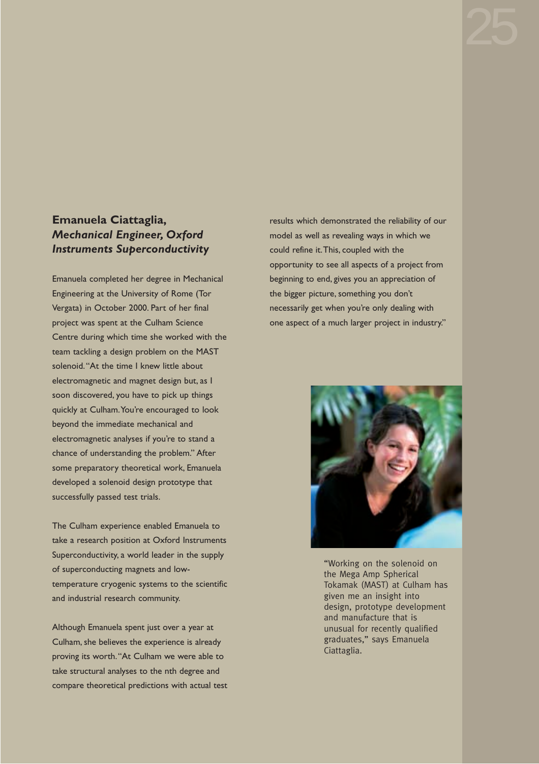## Emanuela Ciattaglia, *Mechanical Engineer, Oxford Instruments Superconductivity*

Emanuela completed her degree in Mechanical Engineering at the University of Rome (Tor Vergata) in October 2000. Part of her final project was spent at the Culham Science Centre during which time she worked with the team tackling a design problem on the MAST solenoid. "At the time I knew little about electromagnetic and magnet design but, as I soon discovered, you have to pick up things quickly at Culham. You're encouraged to look beyond the immediate mechanical and electromagnetic analyses if you're to stand a chance of understanding the problem." After some preparatory theoretical work, Emanuela developed a solenoid design prototype that successfully passed test trials.

The Culham experience enabled Emanuela to take a research position at Oxford Instruments Superconductivity, a world leader in the supply of superconducting magnets and low-temperature cryogenic systems to the scientific and industrial research community.

Although Emanuela spent just over a year at Culham, she believes the experience is already proving its worth. "At Culham we were able to take structural analyses to the nth degree and compare theoretical predictions with actual test results which demonstrated the reliability of our model as well as revealing ways in which we could refine it. This, coupled with the opportunity to see all aspects of a project from beginning to end, gives you an appreciation of the bigger picture, something you don't necessarily get when you're only dealing with one aspect of a much larger project in industry."

"Working on the solenoid on the Mega Amp Spherical Tokamak (MAST) at Culham has given me an insight into design, prototype development and manufacture that is unusual for recently qualified graduates," says Emanuela Ciattaglia.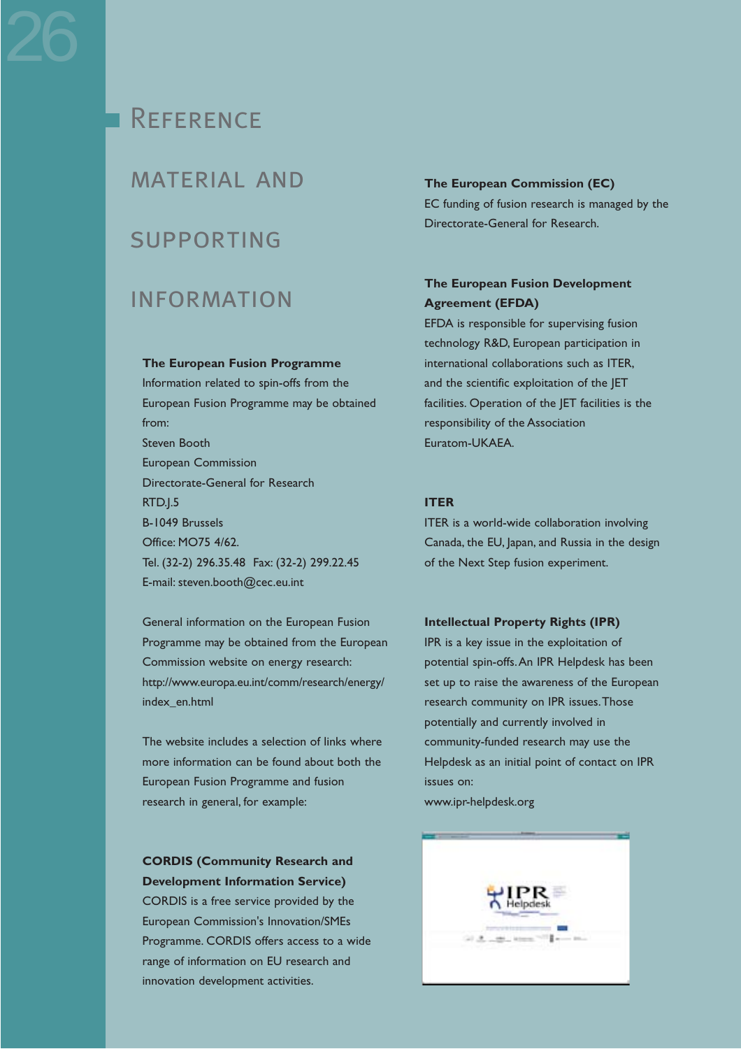# Reference material and supporting information

**The European Fusion Programme**

Information related to spin-offs from the European Fusion Programme may be obtained from:

Steven Booth
European Commission
Directorate-General for Research
RTD.J.5
B-1049 Brussels
Office: MO75 4/62.
Tel. (32-2) 296.35.48 Fax: (32-2) 299.22.45
E-mail: steven.booth@cec.eu.int

General information on the European Fusion Programme may be obtained from the European Commission website on energy research:
http://www.europa.eu.int/comm/research/energy/index_en.html

The website includes a selection of links where more information can be found about both the European Fusion Programme and fusion research in general, for example:

**CORDIS (Community Research and Development Information Service)**

CORDIS is a free service provided by the European Commission's Innovation/SMEs Programme. CORDIS offers access to a wide range of information on EU research and innovation development activities.

**The European Commission (EC)**

EC funding of fusion research is managed by the Directorate-General for Research.

**The European Fusion Development Agreement (EFDA)**

EFDA is responsible for supervising fusion technology R&D, European participation in international collaborations such as ITER, and the scientific exploitation of the JET facilities. Operation of the JET facilities is the responsibility of the Association Euratom-UKAEA.

**ITER**

ITER is a world-wide collaboration involving Canada, the EU, Japan, and Russia in the design of the Next Step fusion experiment.

**Intellectual Property Rights (IPR)**

IPR is a key issue in the exploitation of potential spin-offs. An IPR Helpdesk has been set up to raise the awareness of the European research community on IPR issues. Those potentially and currently involved in community-funded research may use the Helpdesk as an initial point of contact on IPR issues on:
www.ipr-helpdesk.org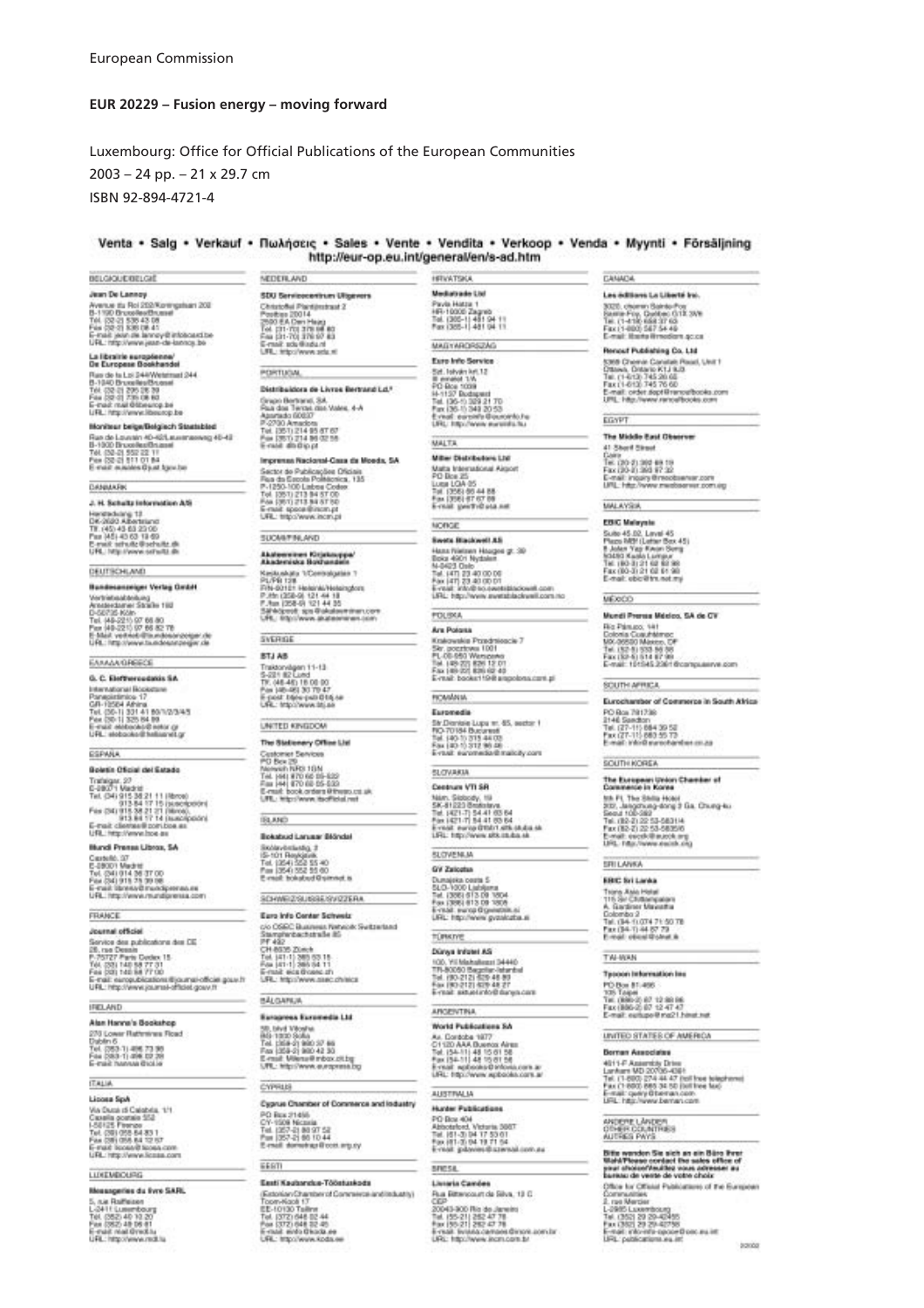European Commission

**EUR 20229 – Fusion energy – moving forward**

Luxembourg: Office for Official Publications of the European Communities

2003 – 24 pp. – 21 x 29.7 cm

ISBN 92-894-4721-4

## Venta • Salg • Verkauf • Πωλήσεις • Sales • Vente • Vendita • Verkoop • Venda • Myynti • Försäljning

http://eur-op.eu.int/general/en/s-ad.htm

### BELGIQUE/BELGIË

**Jean De Lannoy**
Avenue du Roi 202/Koningslaan 202
B-1190 Bruxelles/Brussel
Tél. (32-2) 538 43 08
Fax (32-2) 538 08 41
E-mail: jean.de.lannoy@infoboard.be
URL: http://www.jean-de-lannoy.be

**La librairie européenne/De Europese Boekhandel**
Rue de la Loi 244/Wetstraat 244
B-1040 Bruxelles/Brussel
Tél. (32-2) 295 26 39
Fax (32-2) 735 08 60
E-mail: mail@libeurop.be
URL: http://www.libeurop.be

**Moniteur belge/Belgisch Staatsblad**
Rue de Louvain 40-42/Leuvenseweg 40-42
B-1000 Bruxelles/Brussel
Tél. (32-2) 552 22 11
Fax (32-2) 511 01 84
E-mail: eusales@just.fgov.be

### DANMARK

**J. H. Schultz Information A/S**
Herstedvang 12
DK-2620 Albertslund
Tlf. (45) 43 63 23 00
Fax (45) 43 63 19 69
E-mail: schultz@schultz.dk
URL: http://www.schultz.dk

### DEUTSCHLAND

**Bundesanzeiger Verlag GmbH**
Vertriebsabteilung
Amsterdamer Straße 192
D-50735 Köln
Tel. (49-221) 97 66 80
Fax (49-221) 97 66 82 78
E-Mail: vertrieb@bundesanzeiger.de
URL: http://www.bundesanzeiger.de

### ΕΛΛΑΔΑ/GREECE

**G. C. Eleftheroudakis SA**
International Bookstore
Panepistimiou 17
GR-10564 Athina
Tel. (30-1) 331 41 80/1/2/3/4/5
Fax (30-1) 325 84 99
E-mail: elebooks@netor.gr
URL: elebooks@hellasnet.gr

### ESPAÑA

**Boletín Oficial del Estado**
Trafalgar, 27
E-28071 Madrid
Tel. (34) 915 38 21 11 (libros)
913 84 17 15 (suscripción)
Fax (34) 915 38 21 21 (libros),
913 84 17 14 (suscripción)
E-mail: clientes@com.boe.es
URL: http://www.boe.es

**Mundi Prensa Libros, SA**
Castelló, 37
E-28001 Madrid
Tel. (34) 914 36 37 00
Fax (34) 915 75 39 98
E-mail: libreria@mundiprensa.es
URL: http://www.mundiprensa.com

### FRANCE

**Journal officiel**
Service des publications des CE
26, rue Desaix
F-75727 Paris Cedex 15
Tél. (33) 140 58 77 31
Fax (33) 140 58 77 00
E-mail: europublications@journal-officiel.gouv.fr
URL: http://www.journal-officiel.gouv.fr

### IRELAND

**Alan Hanna's Bookshop**
270 Lower Rathmines Road
Dublin 6
Tel. (353-1) 496 73 98
Fax (353-1) 496 02 28
E-mail: hannas@iol.ie

### ITALIA

**Licosa SpA**
Via Duca di Calabria, 1/1
Casella postale 552
I-50125 Firenze
Tel. (39) 055 64 83 1
Fax (39) 055 64 12 57
E-mail: licosa@licosa.com
URL: http://www.licosa.com

### LUXEMBOURG

**Messageries du livre SARL**
5, rue Raiffeisen
L-2411 Luxembourg
Tél. (352) 40 10 20
Fax (352) 49 06 61
E-mail: mail@mdl.lu
URL: http://www.mdl.lu

### NEDERLAND

**SDU Servicecentrum Uitgevers**
Christoffel Plantijnstraat 2
Postbus 20014
2500 EA Den Haag
Tel. (31-70) 378 98 80
Fax (31-70) 378 97 83
E-mail: sdu@sdu.nl
URL: http://www.sdu.nl

### PORTUGAL

**Distribuidora de Livros Bertrand Ld.ª**
Grupo Bertrand, SA
Rua das Terras dos Vales, 4-A
Apartado 60037
P-2700 Amadora
Tel. (351) 214 95 87 87
Fax (351) 214 96 02 55
E-mail: dlb@ip.pt

**Imprensa Nacional-Casa da Moeda, SA**
Sector de Publicações Oficiais
Rua da Escola Politécnica, 135
P-1250-100 Lisboa Codex
Tel. (351) 213 94 57 00
Fax (351) 213 94 57 50
E-mail: spoce@incm.pt
URL: http://www.incm.pt

### SUOMI/FINLAND

**Akateeminen Kirjakauppa/Akademiska Bokhandeln**
Keskuskatu 1/Centralgatan 1
PL/PB 128
FIN-00101 Helsinki/Helsingfors
P./ftn (358-9) 121 44 18
F./fax (358-9) 121 44 35
Sähköposti: sps@akateeminen.com
URL: http://www.akateeminen.com

### SVERIGE

**BTJ AB**
Traktorvägen 11-13
S-221 82 Lund
Tfn (46-46) 18 00 00
Fax (46-46) 30 79 47
E-post: btjeu-pub@btj.se
URL: http://www.btj.se

### UNITED KINGDOM

**The Stationery Office Ltd**
Customer Services
PO Box 29
Norwich NR3 1GN
Tel. (44) 870 60 05-522
Fax (44) 870 60 05-533
E-mail: book.orders@theso.co.uk
URL: http://www.itsofficial.net

### ÍSLAND

**Bokabud Larusar Blöndal**
Skólavördustig, 2
IS-101 Reykjavik
Tel. (354) 552 55 40
Fax (354) 552 55 60
E-mail: bokabud@simnet.is

### SCHWEIZ/SUISSE/SVIZZERA

**Euro Info Center Schweiz**
c/o OSEC Business Network Switzerland
Stampfenbachstraße 85
PF 492
CH-8035 Zürich
Tel. (41-1) 365 53 15
Fax (41-1) 365 54 11
E-mail: eics@osec.ch
URL: http://www.osec.ch/eics

### BĂLGARIJA

**Europress Euromedia Ltd**
59, blvd Vitosha
BG-1000 Sofia
Tel. (359-2) 980 37 66
Fax (359-2) 980 42 30
E-mail: Milena@mbox.cit.bg
URL: http://www.europress.bg

### CYPRUS

**Cyprus Chamber of Commerce and Industry**
PO Box 21455
CY-1509 Nicosia
Tel. (357-2) 88 97 52
Fax (357-2) 66 10 44
E-mail: demetrap@ccci.org.cy

### EESTI

**Eesti Kaubandus-Tööstuskoda**
(Estonian Chamber of Commerce and Industry)
Toom-Kooli 17
EE-10130 Tallinn
Tel. (372) 646 02 44
Fax (372) 646 02 45
E-mail: einfo@koda.ee
URL: http://www.koda.ee

### HRVATSKA

**Mediatrade Ltd**
Pavla Hatza 1
HR-10000 Zagreb
Tel. (385-1) 481 94 11
Fax (385-1) 481 94 11

### MAGYARORSZÁG

**Euro Info Service**
Szt. István krt.12
III emelet 1/A
PO Box 1039
H-1137 Budapest
Tel. (36-1) 329 21 70
Fax (36-1) 349 20 53
E-mail: euroinfo@euroinfo.hu
URL: http://www.euroinfo.hu

### MALTA

**Miller Distributors Ltd**
Malta International Airport
PO Box 25
Luqa LQA 05
Tel. (356) 66 44 88
Fax (356) 67 67 99
E-mail: gwirth@usa.net

### NORGE

**Swets Blackwell AS**
Hans Nielsen Hauges gt. 39
Boks 4901 Nydalen
N-0423 Oslo
Tel. (47) 23 40 00 00
Fax (47) 23 40 00 01
E-mail: info@no.swetsblackwell.com
URL: http://www.swetsblackwell.com.no

### POLSKA

**Ars Polona**
Krakowskie Przedmiescie 7
Skr. pocztowa 1001
PL-00-950 Warszawa
Tel. (48-22) 826 12 01
Fax (48-22) 826 62 40
E-mail: books119@arspolona.com.pl

### ROMÂNIA

**Euromedia**
Str.Dionisie Lupu nr. 65, sector 1
RO-70184 Bucuresti
Tel. (40-1) 315 44 03
Fax (40-1) 312 96 46
E-mail: euromedia@mailcity.com

### SLOVAKIA

**Centrum VTI SR**
Nám. Slobody, 19
SK-81223 Bratislava
Tel. (421-7) 54 41 83 64
Fax (421-7) 54 41 83 64
E-mail: europ@tbb1.sltk.stuba.sk
URL: http://www.sltk.stuba.sk

### SLOVENIJA

**GV Zalozba**
Dunajska cesta 5
SLO-1000 Ljubljana
Tel. (386) 613 09 1804
Fax (386) 613 09 1805
E-mail: europ@gvestnik.si
URL: http://www.gvzalozba.si

### TÜRKIYE

**Dünya Infotel AS**
100, Yil Mahallessi 34440
TR-80050 Bagcilar-Istanbul
Tel. (90-212) 629 46 89
Fax (90-212) 629 46 27
E-mail: aktuel.info@dunya.com

### ARGENTINA

**World Publications SA**
Av. Cordoba 1877
C1120 AAA Buenos Aires
Tel. (54-11) 48 15 81 56
Fax (54-11) 48 15 81 56
E-mail: wpbooks@infovia.com.ar
URL: http://www.wpbooks.com.ar

### AUSTRALIA

**Hunter Publications**
PO Box 404
Abbotsford, Victoria 3067
Tel. (61-3) 94 17 53 61
Fax (61-3) 94 19 71 54
E-mail: jpdavies@ozemail.com.au

### BRESIL

**Livraria Camões**
Rua Bittencourt da Silva, 12 C
CEP
20043-900 Rio de Janeiro
Tel. (55-21) 262 47 76
Fax (55-21) 262 47 76
E-mail: livraria.camoes@incm.com.br
URL: http://www.incm.com.br

### CANADA

**Les éditions La Liberté Inc.**
3020, chemin Sainte-Foy
Sainte-Foy, Québec G1X 3V6
Tel. (1-418) 658 37 63
Fax (1-800) 567 54 49
E-mail: liberte@mediom.qc.ca

**Renouf Publishing Co. Ltd**
5369 Chemin Canotek Road, Unit 1
Ottawa, Ontario K1J 9J3
Tel. (1-613) 745 26 65
Fax (1-613) 745 76 60
E-mail: order.dept@renoufbooks.com
URL: http://www.renoufbooks.com

### EGYPT

**The Middle East Observer**
41 Sherif Street
Cairo
Tel. (20-2) 392 69 19
Fax (20-2) 393 97 32
E-mail: inquiry@meobserver.com
URL: http://www.meobserver.com.eg

### MALAYSIA

**EBIC Malaysia**
Suite 45.02, Level 45
Plaza MBf (Letter Box 45)
8 Jalan Yap Kwan Seng
50450 Kuala Lumpur
Tel. (60-3) 21 62 92 98
Fax (60-3) 21 62 61 98
E-mail: ebic@tm.net.my

### MÉXICO

**Mundi Prensa México, SA de CV**
Río Pánuco, 141
Colonia Cuauhtémoc
MX-06500 México, DF
Tel. (52-5) 533 56 58
Fax (52-5) 514 67 99
E-mail: 101545.2361@compuserve.com

### SOUTH AFRICA

**Eurochamber of Commerce in South Africa**
PO Box 781738
2146 Sandton
Tel. (27-11) 884 39 52
Fax (27-11) 883 55 73
E-mail: info@eurochamber.co.za

### SOUTH KOREA

**The European Union Chamber of Commerce in Korea**
5th FI, The Shilla Hotel
202, Jangchung-dong 2 Ga, Chung-ku
Seoul 100-392
Tel. (82-2) 22 53-5631/4
Fax (82-2) 22 53-5635/6
E-mail: eucck@eucck.org
URL: http://www.eucck.org

### SRI LANKA

**EBIC Sri Lanka**
Trans Asia Hotel
115 Sir Chittampalam
A. Gardiner Mawatha
Colombo 2
Tel. (94-1) 074 71 50 78
Fax (94-1) 44 87 79
E-mail: ebicsl@sltnet.lk

### T'AI-WAN

**Tycoon Information Inc**
PO Box 81-466
105 Taipei
Tel. (886-2) 87 12 88 86
Fax (886-2) 87 12 47 47
E-mail: euitupe@ms21.hinet.net

### UNITED STATES OF AMERICA

**Bernan Associates**
4611-F Assembly Drive
Lanham MD 20706-4391
Tel. (1-800) 274 44 47 (toll free telephone)
Fax (1-800) 865 34 50 (toll free fax)
E-mail: query@bernan.com
URL: http://www.bernan.com

### ANDERE LÄNDER OTHER COUNTRIES AUTRES PAYS

**Bitte wenden Sie sich an ein Büro Ihrer Wahl/Please contact the sales office of your choice/Veuillez vous adresser au bureau de vente de votre choix**

Office for Official Publications of the European Communities
2, rue Mercier
L-2985 Luxembourg
Tel. (352) 29 29-42455
Fax (352) 29 29-42758
E-mail: info-info-opoce@cec.eu.int
URL: publications.eu.int

2/2002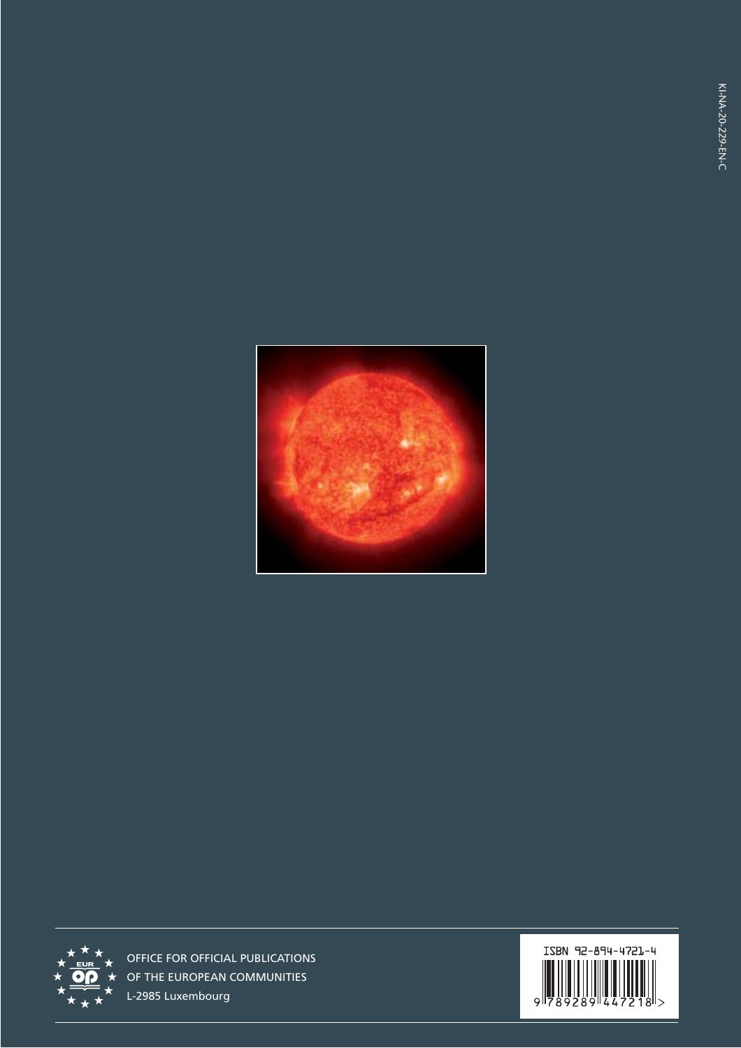KI-NA-20-229-EN-C

OFFICE FOR OFFICIAL PUBLICATIONS
OF THE EUROPEAN COMMUNITIES
L-2985 Luxembourg

ISBN 92-894-4721-4

9 789289 447218